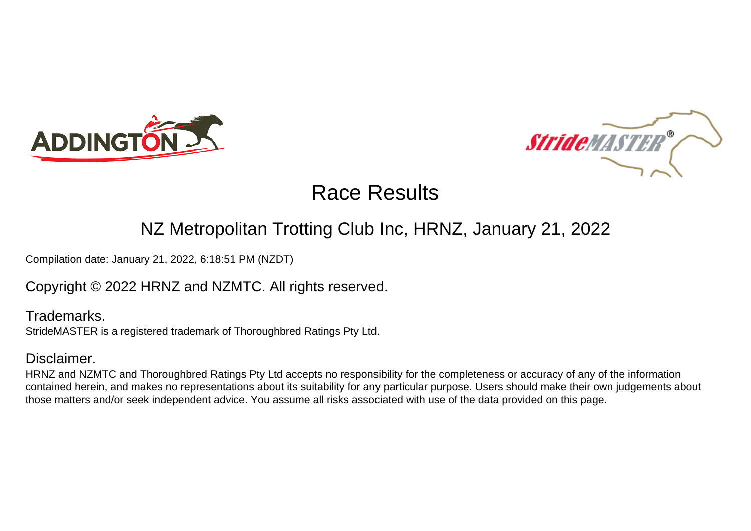# Race Results

## NZ Metropolitan Trotting Club Inc, HRNZ, January 21, 2022

Compilation date: January 21, 2022, 6:18:51 PM (NZDT)

Copyright © 2022 HRNZ and NZMTC. All rights reserved.

### Trademarks.

StrideMASTER is a registered trademark of Thoroughbred Ratings Pty Ltd.

### Disclaimer.

HRNZ and NZMTC and Thoroughbred Ratings Pty Ltd accepts no responsibility for the completeness or accuracy of any of the information contained herein, and makes no representations about its suitability for any particular purpose. Users should make their own judgements about those matters and/or seek independent advice. You assume all risks associated with use of the data provided on this page.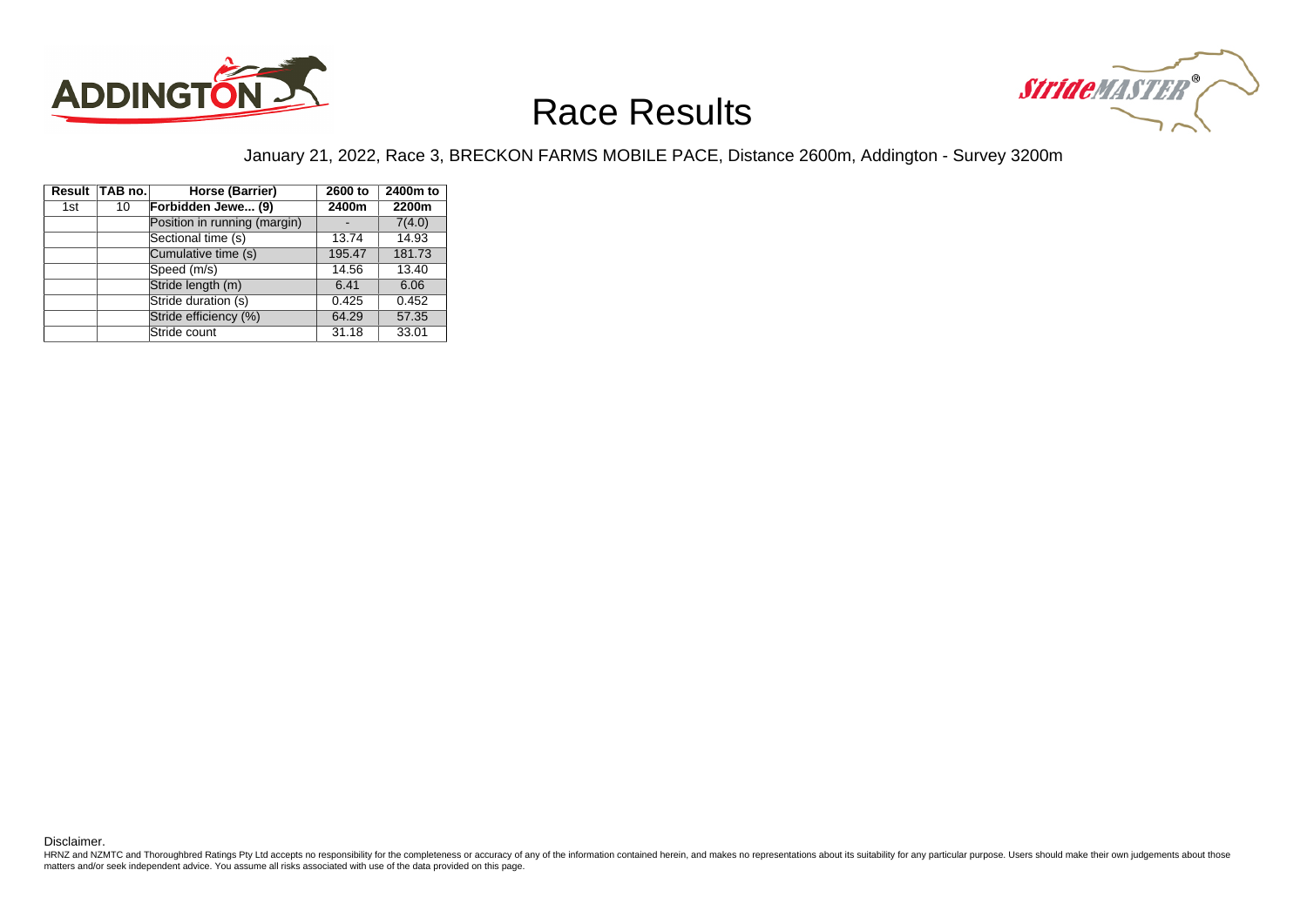# Race Results

January 21, 2022, Race 3, BRECKON FARMS MOBILE PACE, Distance 2600m, Addington - Survey 3200m

| Result | TAB no. | Horse (Barrier) | 2600 to 2400m | 2400m to 2200m |
|---|---|---|---|---|
| 1st | 10 | **Forbidden Jewe... (9)** | | |
| | | Position in running (margin) | - | 7(4.0) |
| | | Sectional time (s) | 13.74 | 14.93 |
| | | Cumulative time (s) | 195.47 | 181.73 |
| | | Speed (m/s) | 14.56 | 13.40 |
| | | Stride length (m) | 6.41 | 6.06 |
| | | Stride duration (s) | 0.425 | 0.452 |
| | | Stride efficiency (%) | 64.29 | 57.35 |
| | | Stride count | 31.18 | 33.01 |

Disclaimer.

HRNZ and NZMTC and Thoroughbred Ratings Pty Ltd accepts no responsibility for the completeness or accuracy of any of the information contained herein, and makes no representations about its suitability for any particular purpose. Users should make their own judgements about those matters and/or seek independent advice. You assume all risks associated with use of the data provided on this page.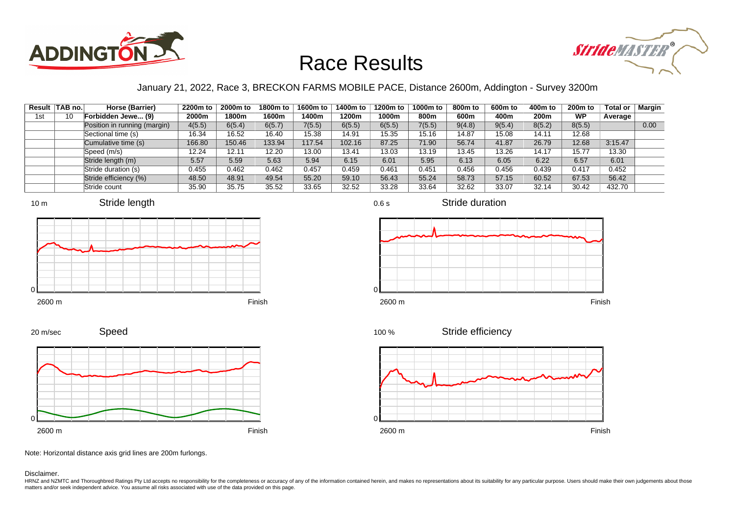# Race Results

January 21, 2022, Race 3, BRECKON FARMS MOBILE PACE, Distance 2600m, Addington - Survey 3200m

| Result | TAB no. | Horse (Barrier) | 2200m to 2000m | 2000m to 1800m | 1800m to 1600m | 1600m to 1400m | 1400m to 1200m | 1200m to 1000m | 1000m to 800m | 800m to 600m | 600m to 400m | 400m to 200m | 200m to WP | Total or Average | Margin |
|---|---|---|---|---|---|---|---|---|---|---|---|---|---|---|---|
| 1st | 10 | Forbidden Jewe... (9) | | | | | | | | | | | | | |
| | | Position in running (margin) | 4(5.5) | 6(5.4) | 6(5.7) | 7(5.5) | 6(5.5) | 6(5.5) | 7(5.5) | 9(4.8) | 9(5.4) | 8(5.2) | 8(5.5) | | 0.00 |
| | | Sectional time (s) | 16.34 | 16.52 | 16.40 | 15.38 | 14.91 | 15.35 | 15.16 | 14.87 | 15.08 | 14.11 | 12.68 | | |
| | | Cumulative time (s) | 166.80 | 150.46 | 133.94 | 117.54 | 102.16 | 87.25 | 71.90 | 56.74 | 41.87 | 26.79 | 12.68 | 3:15.47 | |
| | | Speed (m/s) | 12.24 | 12.11 | 12.20 | 13.00 | 13.41 | 13.03 | 13.19 | 13.45 | 13.26 | 14.17 | 15.77 | 13.30 | |
| | | Stride length (m) | 5.57 | 5.59 | 5.63 | 5.94 | 6.15 | 6.01 | 5.95 | 6.13 | 6.05 | 6.22 | 6.57 | 6.01 | |
| | | Stride duration (s) | 0.455 | 0.462 | 0.462 | 0.457 | 0.459 | 0.461 | 0.451 | 0.456 | 0.456 | 0.439 | 0.417 | 0.452 | |
| | | Stride efficiency (%) | 48.50 | 48.91 | 49.54 | 55.20 | 59.10 | 56.43 | 55.24 | 58.73 | 57.15 | 60.52 | 67.53 | 56.42 | |
| | | Stride count | 35.90 | 35.75 | 35.52 | 33.65 | 32.52 | 33.28 | 33.64 | 32.62 | 33.07 | 32.14 | 30.42 | 432.70 | |

Stride length (10 m; 2600 m – Finish)

Stride duration (0.6 s; 2600 m – Finish)

Speed (20 m/sec; 2600 m – Finish)

Stride efficiency (100 %; 2600 m – Finish)

Note: Horizontal distance axis grid lines are 200m furlongs.

Disclaimer.

HRNZ and NZMTC and Thoroughbred Ratings Pty Ltd accepts no responsibility for the completeness or accuracy of any of the information contained herein, and makes no representations about its suitability for any particular purpose. Users should make their own judgements about those matters and/or seek independent advice. You assume all risks associated with use of the data provided on this page.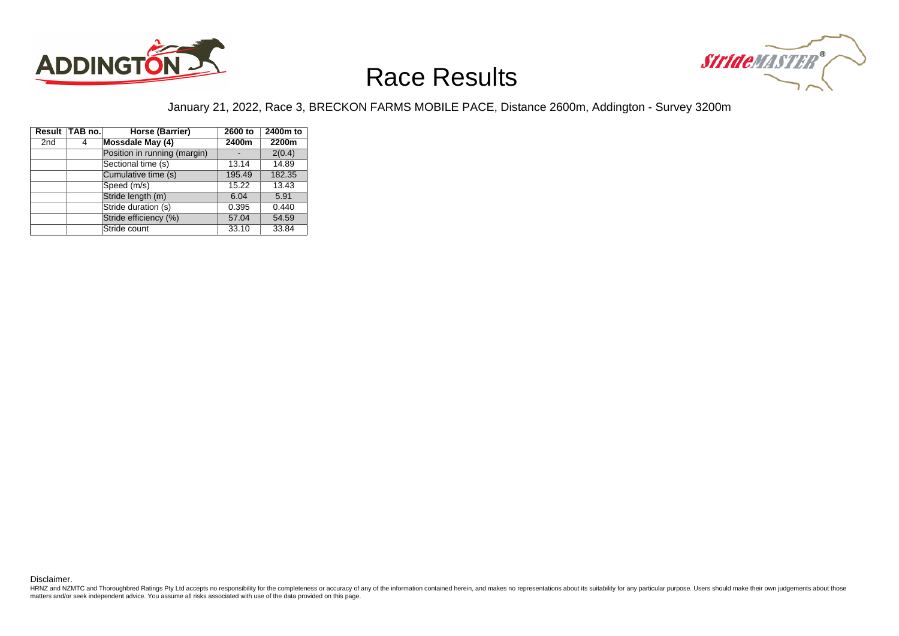# Race Results

January 21, 2022, Race 3, BRECKON FARMS MOBILE PACE, Distance 2600m, Addington - Survey 3200m

| Result | TAB no. | Horse (Barrier) | 2600 to 2400m | 2400m to 2200m |
|---|---|---|---|---|
| 2nd | 4 | **Mossdale May (4)** | | |
| | | Position in running (margin) | - | 2(0.4) |
| | | Sectional time (s) | 13.14 | 14.89 |
| | | Cumulative time (s) | 195.49 | 182.35 |
| | | Speed (m/s) | 15.22 | 13.43 |
| | | Stride length (m) | 6.04 | 5.91 |
| | | Stride duration (s) | 0.395 | 0.440 |
| | | Stride efficiency (%) | 57.04 | 54.59 |
| | | Stride count | 33.10 | 33.84 |

Disclaimer.

HRNZ and NZMTC and Thoroughbred Ratings Pty Ltd accepts no responsibility for the completeness or accuracy of any of the information contained herein, and makes no representations about its suitability for any particular purpose. Users should make their own judgements about those matters and/or seek independent advice. You assume all risks associated with use of the data provided on this page.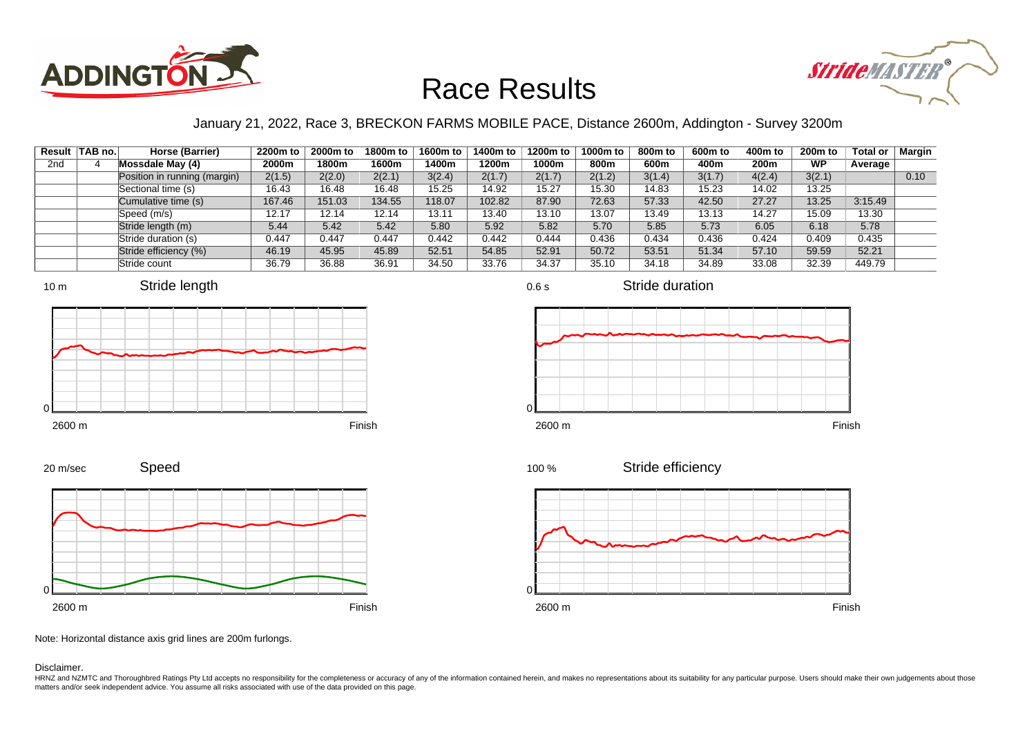# Race Results

January 21, 2022, Race 3, BRECKON FARMS MOBILE PACE, Distance 2600m, Addington - Survey 3200m

| Result | TAB no. | Horse (Barrier) | 2200m to 2000m | 2000m to 1800m | 1800m to 1600m | 1600m to 1400m | 1400m to 1200m | 1200m to 1000m | 1000m to 800m | 800m to 600m | 600m to 400m | 400m to 200m | 200m to WP | Total or Average | Margin |
|---|---|---|---|---|---|---|---|---|---|---|---|---|---|---|---|
| 2nd | 4 | **Mossdale May (4)** | | | | | | | | | | | | | |
| | | Position in running (margin) | 2(1.5) | 2(2.0) | 2(2.1) | 3(2.4) | 2(1.7) | 2(1.7) | 2(1.2) | 3(1.4) | 3(1.7) | 4(2.4) | 3(2.1) | | 0.10 |
| | | Sectional time (s) | 16.43 | 16.48 | 16.48 | 15.25 | 14.92 | 15.27 | 15.30 | 14.83 | 15.23 | 14.02 | 13.25 | | |
| | | Cumulative time (s) | 167.46 | 151.03 | 134.55 | 118.07 | 102.82 | 87.90 | 72.63 | 57.33 | 42.50 | 27.27 | 13.25 | 3:15.49 | |
| | | Speed (m/s) | 12.17 | 12.14 | 12.14 | 13.11 | 13.40 | 13.10 | 13.07 | 13.49 | 13.13 | 14.27 | 15.09 | 13.30 | |
| | | Stride length (m) | 5.44 | 5.42 | 5.42 | 5.80 | 5.92 | 5.82 | 5.70 | 5.85 | 5.73 | 6.05 | 6.18 | 5.78 | |
| | | Stride duration (s) | 0.447 | 0.447 | 0.447 | 0.442 | 0.442 | 0.444 | 0.436 | 0.434 | 0.436 | 0.424 | 0.409 | 0.435 | |
| | | Stride efficiency (%) | 46.19 | 45.95 | 45.89 | 52.51 | 54.85 | 52.91 | 50.72 | 53.51 | 51.34 | 57.10 | 59.59 | 52.21 | |
| | | Stride count | 36.79 | 36.88 | 36.91 | 34.50 | 33.76 | 34.37 | 35.10 | 34.18 | 34.89 | 33.08 | 32.39 | 449.79 | |

Note: Horizontal distance axis grid lines are 200m furlongs.

Disclaimer.

HRNZ and NZMTC and Thoroughbred Ratings Pty Ltd accepts no responsibility for the completeness or accuracy of any of the information contained herein, and makes no representations about its suitability for any particular purpose. Users should make their own judgements about those matters and/or seek independent advice. You assume all risks associated with use of the data provided on this page.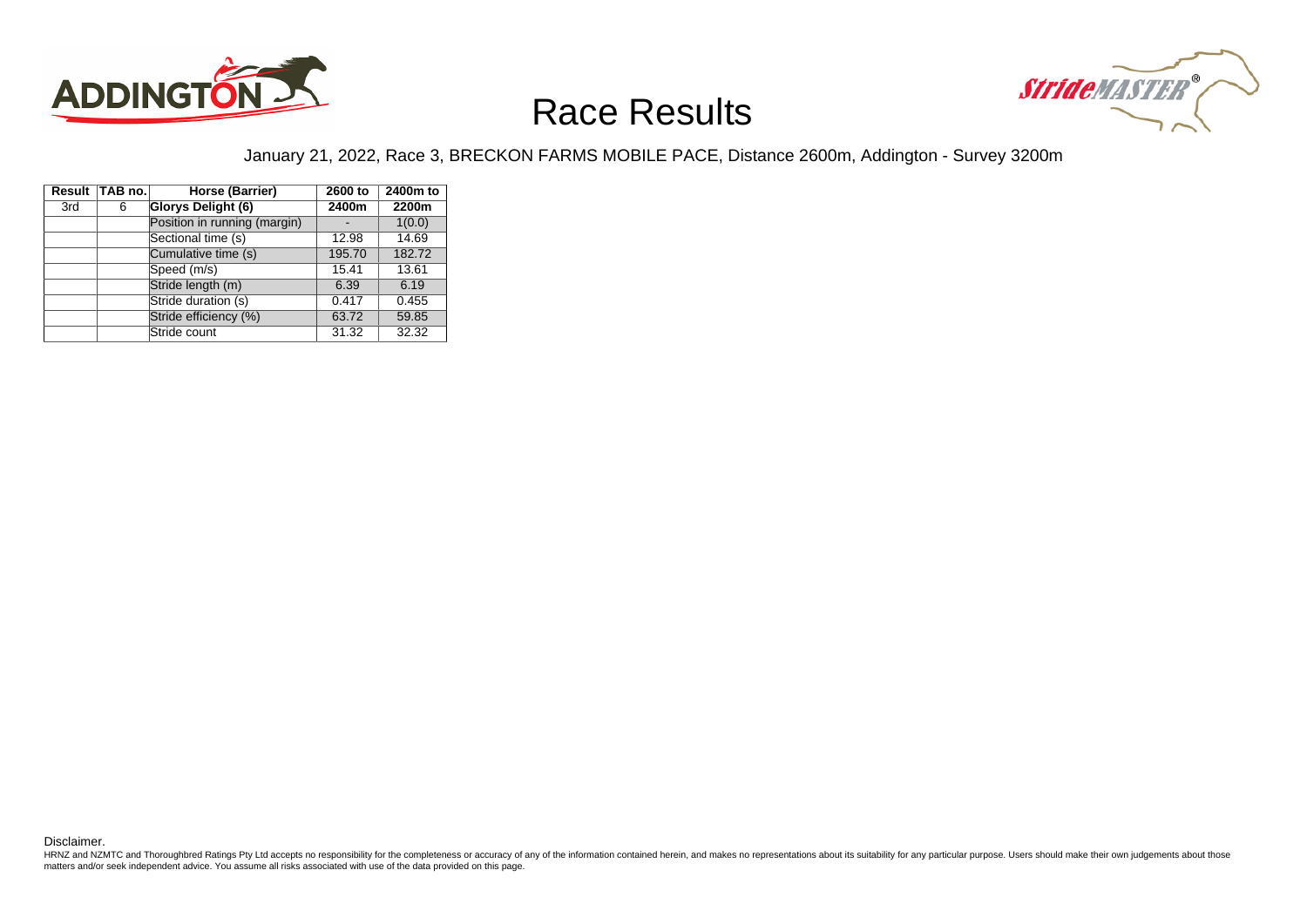# Race Results

January 21, 2022, Race 3, BRECKON FARMS MOBILE PACE, Distance 2600m, Addington - Survey 3200m

| Result | TAB no. | Horse (Barrier) | 2600 to 2400m | 2400m to 2200m |
|---|---|---|---|---|
| 3rd | 6 | **Glorys Delight (6)** | | |
| | | Position in running (margin) | - | 1(0.0) |
| | | Sectional time (s) | 12.98 | 14.69 |
| | | Cumulative time (s) | 195.70 | 182.72 |
| | | Speed (m/s) | 15.41 | 13.61 |
| | | Stride length (m) | 6.39 | 6.19 |
| | | Stride duration (s) | 0.417 | 0.455 |
| | | Stride efficiency (%) | 63.72 | 59.85 |
| | | Stride count | 31.32 | 32.32 |

Disclaimer.

HRNZ and NZMTC and Thoroughbred Ratings Pty Ltd accepts no responsibility for the completeness or accuracy of any of the information contained herein, and makes no representations about its suitability for any particular purpose. Users should make their own judgements about those matters and/or seek independent advice. You assume all risks associated with use of the data provided on this page.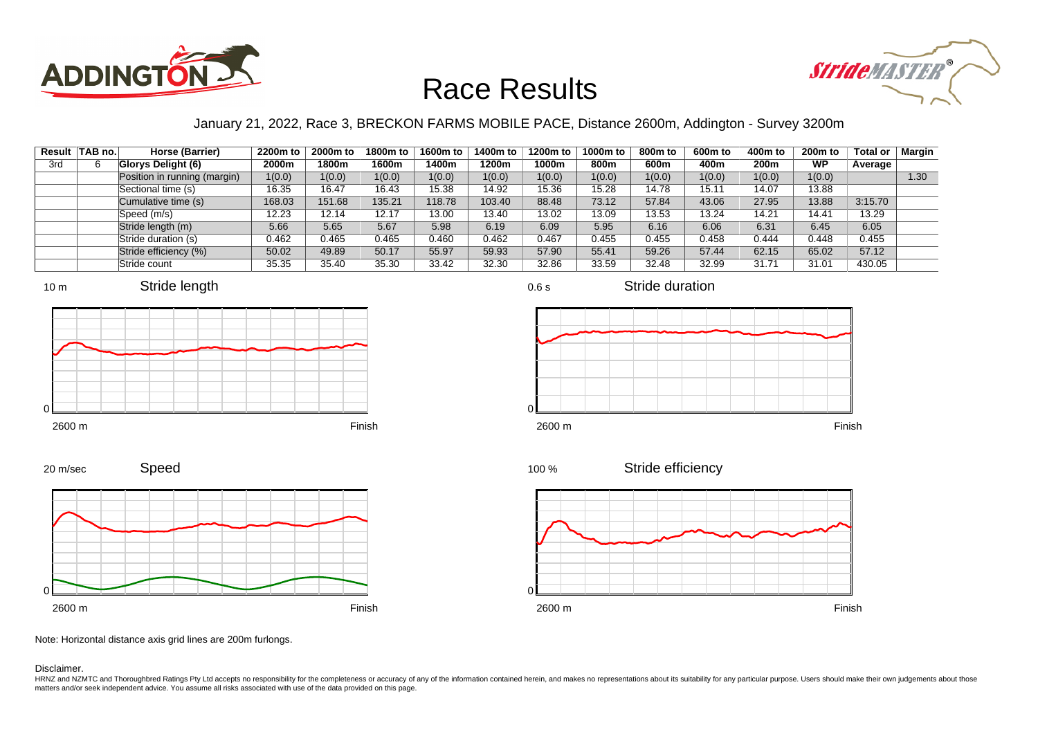# Race Results

January 21, 2022, Race 3, BRECKON FARMS MOBILE PACE, Distance 2600m, Addington - Survey 3200m

| Result | TAB no. | Horse (Barrier) | 2200m to 2000m | 2000m to 1800m | 1800m to 1600m | 1600m to 1400m | 1400m to 1200m | 1200m to 1000m | 1000m to 800m | 800m to 600m | 600m to 400m | 400m to 200m | 200m to WP | Total or Average | Margin |
|---|---|---|---|---|---|---|---|---|---|---|---|---|---|---|---|
| 3rd | 6 | **Glorys Delight (6)** | | | | | | | | | | | | | |
| | | Position in running (margin) | 1(0.0) | 1(0.0) | 1(0.0) | 1(0.0) | 1(0.0) | 1(0.0) | 1(0.0) | 1(0.0) | 1(0.0) | 1(0.0) | 1(0.0) | | 1.30 |
| | | Sectional time (s) | 16.35 | 16.47 | 16.43 | 15.38 | 14.92 | 15.36 | 15.28 | 14.78 | 15.11 | 14.07 | 13.88 | | |
| | | Cumulative time (s) | 168.03 | 151.68 | 135.21 | 118.78 | 103.40 | 88.48 | 73.12 | 57.84 | 43.06 | 27.95 | 13.88 | 3:15.70 | |
| | | Speed (m/s) | 12.23 | 12.14 | 12.17 | 13.00 | 13.40 | 13.02 | 13.09 | 13.53 | 13.24 | 14.21 | 14.41 | 13.29 | |
| | | Stride length (m) | 5.66 | 5.65 | 5.67 | 5.98 | 6.19 | 6.09 | 5.95 | 6.16 | 6.06 | 6.31 | 6.45 | 6.05 | |
| | | Stride duration (s) | 0.462 | 0.465 | 0.465 | 0.460 | 0.462 | 0.467 | 0.455 | 0.455 | 0.458 | 0.444 | 0.448 | 0.455 | |
| | | Stride efficiency (%) | 50.02 | 49.89 | 50.17 | 55.97 | 59.93 | 57.90 | 55.41 | 59.26 | 57.44 | 62.15 | 65.02 | 57.12 | |
| | | Stride count | 35.35 | 35.40 | 35.30 | 33.42 | 32.30 | 32.86 | 33.59 | 32.48 | 32.99 | 31.71 | 31.01 | 430.05 | |

Note: Horizontal distance axis grid lines are 200m furlongs.

Disclaimer.

HRNZ and NZMTC and Thoroughbred Ratings Pty Ltd accepts no responsibility for the completeness or accuracy of any of the information contained herein, and makes no representations about its suitability for any particular purpose. Users should make their own judgements about those matters and/or seek independent advice. You assume all risks associated with use of the data provided on this page.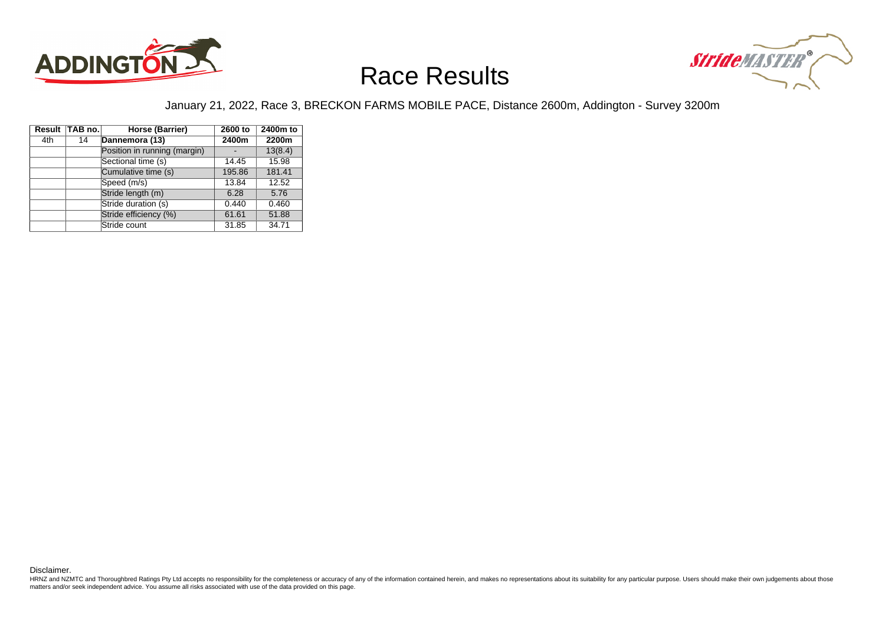# Race Results

January 21, 2022, Race 3, BRECKON FARMS MOBILE PACE, Distance 2600m, Addington - Survey 3200m

| Result | TAB no. | Horse (Barrier) | 2600 to 2400m | 2400m to 2200m |
|---|---|---|---|---|
| 4th | 14 | **Dannemora (13)** | | |
| | | Position in running (margin) | - | 13(8.4) |
| | | Sectional time (s) | 14.45 | 15.98 |
| | | Cumulative time (s) | 195.86 | 181.41 |
| | | Speed (m/s) | 13.84 | 12.52 |
| | | Stride length (m) | 6.28 | 5.76 |
| | | Stride duration (s) | 0.440 | 0.460 |
| | | Stride efficiency (%) | 61.61 | 51.88 |
| | | Stride count | 31.85 | 34.71 |

Disclaimer.

HRNZ and NZMTC and Thoroughbred Ratings Pty Ltd accepts no responsibility for the completeness or accuracy of any of the information contained herein, and makes no representations about its suitability for any particular purpose. Users should make their own judgements about those matters and/or seek independent advice. You assume all risks associated with use of the data provided on this page.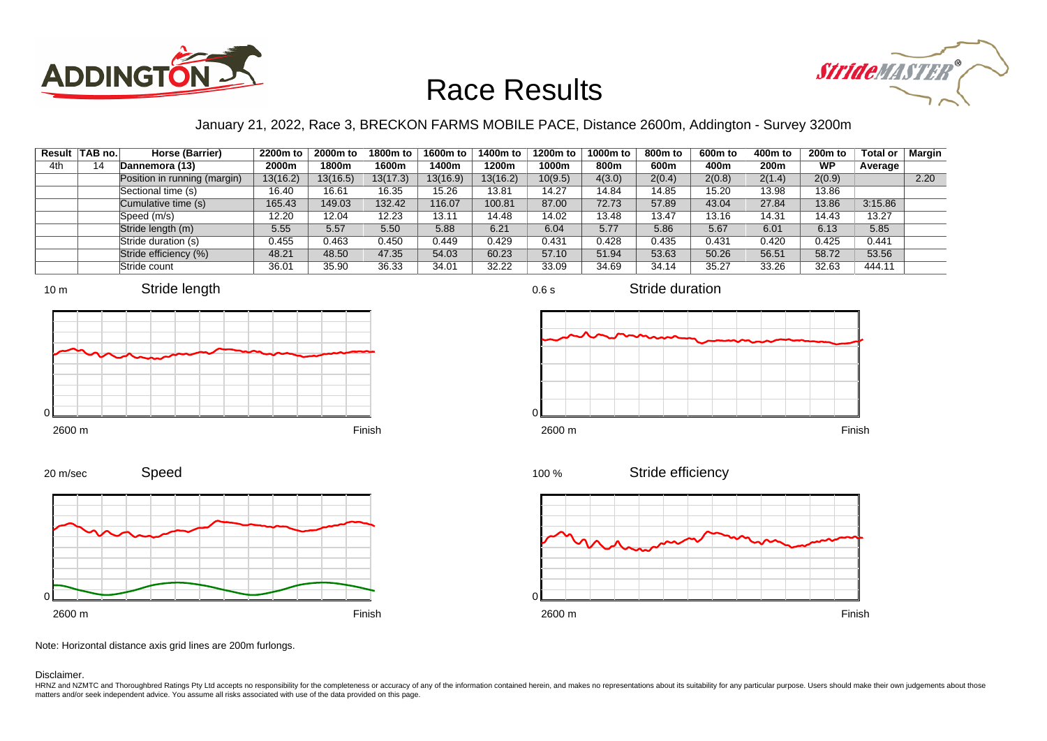# Race Results

January 21, 2022, Race 3, BRECKON FARMS MOBILE PACE, Distance 2600m, Addington - Survey 3200m

| Result | TAB no. | Horse (Barrier) | 2200m to 2000m | 2000m to 1800m | 1800m to 1600m | 1600m to 1400m | 1400m to 1200m | 1200m to 1000m | 1000m to 800m | 800m to 600m | 600m to 400m | 400m to 200m | 200m to WP | Total or Average | Margin |
|---|---|---|---|---|---|---|---|---|---|---|---|---|---|---|---|
| 4th | 14 | Dannemora (13) | | | | | | | | | | | | | |
| | | Position in running (margin) | 13(16.2) | 13(16.5) | 13(17.3) | 13(16.9) | 13(16.2) | 10(9.5) | 4(3.0) | 2(0.4) | 2(0.8) | 2(1.4) | 2(0.9) | | 2.20 |
| | | Sectional time (s) | 16.40 | 16.61 | 16.35 | 15.26 | 13.81 | 14.27 | 14.84 | 14.85 | 15.20 | 13.98 | 13.86 | | |
| | | Cumulative time (s) | 165.43 | 149.03 | 132.42 | 116.07 | 100.81 | 87.00 | 72.73 | 57.89 | 43.04 | 27.84 | 13.86 | 3:15.86 | |
| | | Speed (m/s) | 12.20 | 12.04 | 12.23 | 13.11 | 14.48 | 14.02 | 13.48 | 13.47 | 13.16 | 14.31 | 14.43 | 13.27 | |
| | | Stride length (m) | 5.55 | 5.57 | 5.50 | 5.88 | 6.21 | 6.04 | 5.77 | 5.86 | 5.67 | 6.01 | 6.13 | 5.85 | |
| | | Stride duration (s) | 0.455 | 0.463 | 0.450 | 0.449 | 0.429 | 0.431 | 0.428 | 0.435 | 0.431 | 0.420 | 0.425 | 0.441 | |
| | | Stride efficiency (%) | 48.21 | 48.50 | 47.35 | 54.03 | 60.23 | 57.10 | 51.94 | 53.63 | 50.26 | 56.51 | 58.72 | 53.56 | |
| | | Stride count | 36.01 | 35.90 | 36.33 | 34.01 | 32.22 | 33.09 | 34.69 | 34.14 | 35.27 | 33.26 | 32.63 | 444.11 | |

Note: Horizontal distance axis grid lines are 200m furlongs.

Disclaimer.

HRNZ and NZMTC and Thoroughbred Ratings Pty Ltd accepts no responsibility for the completeness or accuracy of any of the information contained herein, and makes no representations about its suitability for any particular purpose. Users should make their own judgements about those matters and/or seek independent advice. You assume all risks associated with use of the data provided on this page.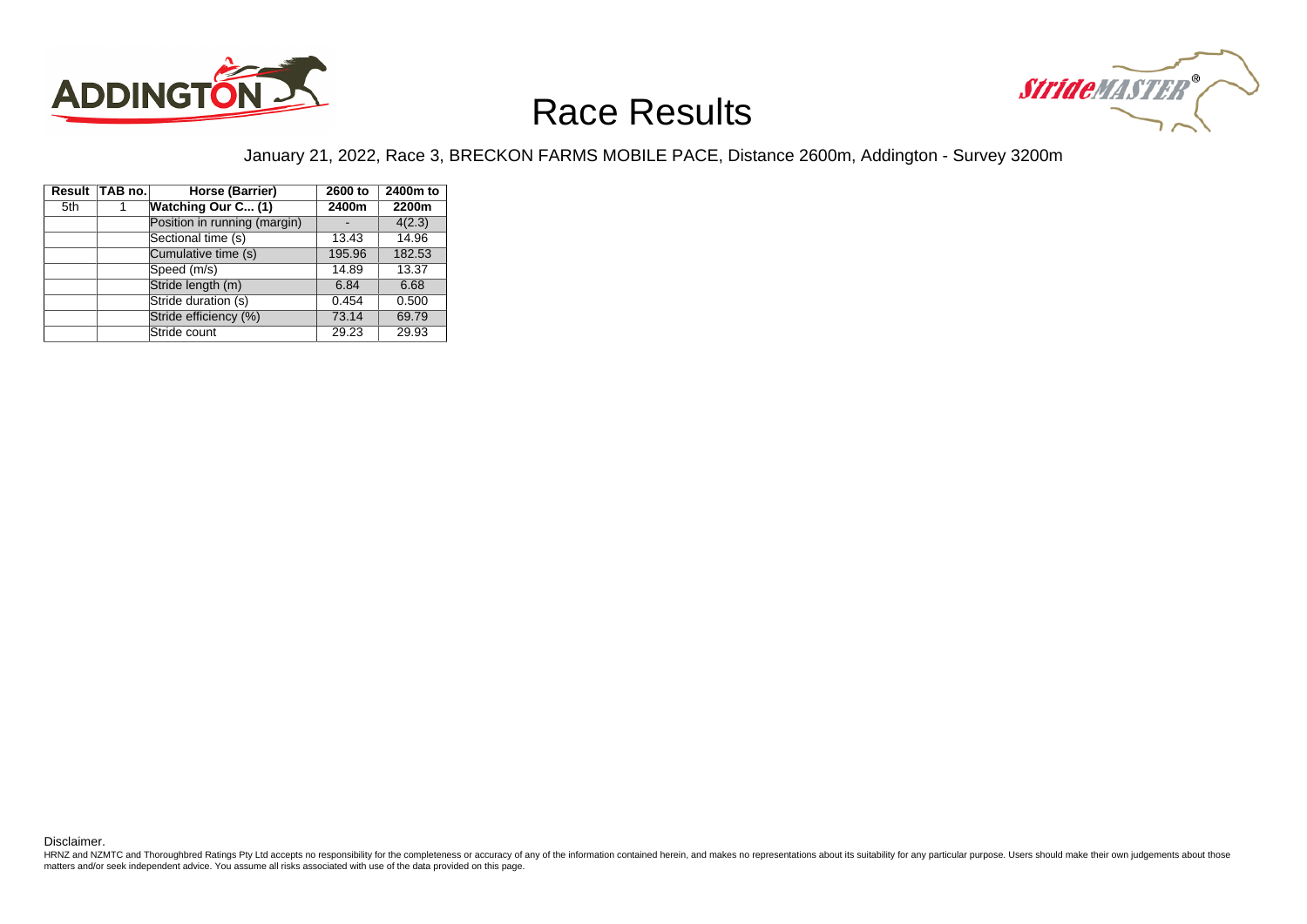# Race Results

January 21, 2022, Race 3, BRECKON FARMS MOBILE PACE, Distance 2600m, Addington - Survey 3200m

| Result | TAB no. | Horse (Barrier) | 2600 to 2400m | 2400m to 2200m |
|---|---|---|---|---|
| 5th | 1 | **Watching Our C... (1)** | | |
| | | Position in running (margin) | - | 4(2.3) |
| | | Sectional time (s) | 13.43 | 14.96 |
| | | Cumulative time (s) | 195.96 | 182.53 |
| | | Speed (m/s) | 14.89 | 13.37 |
| | | Stride length (m) | 6.84 | 6.68 |
| | | Stride duration (s) | 0.454 | 0.500 |
| | | Stride efficiency (%) | 73.14 | 69.79 |
| | | Stride count | 29.23 | 29.93 |

Disclaimer.

HRNZ and NZMTC and Thoroughbred Ratings Pty Ltd accepts no responsibility for the completeness or accuracy of any of the information contained herein, and makes no representations about its suitability for any particular purpose. Users should make their own judgements about those matters and/or seek independent advice. You assume all risks associated with use of the data provided on this page.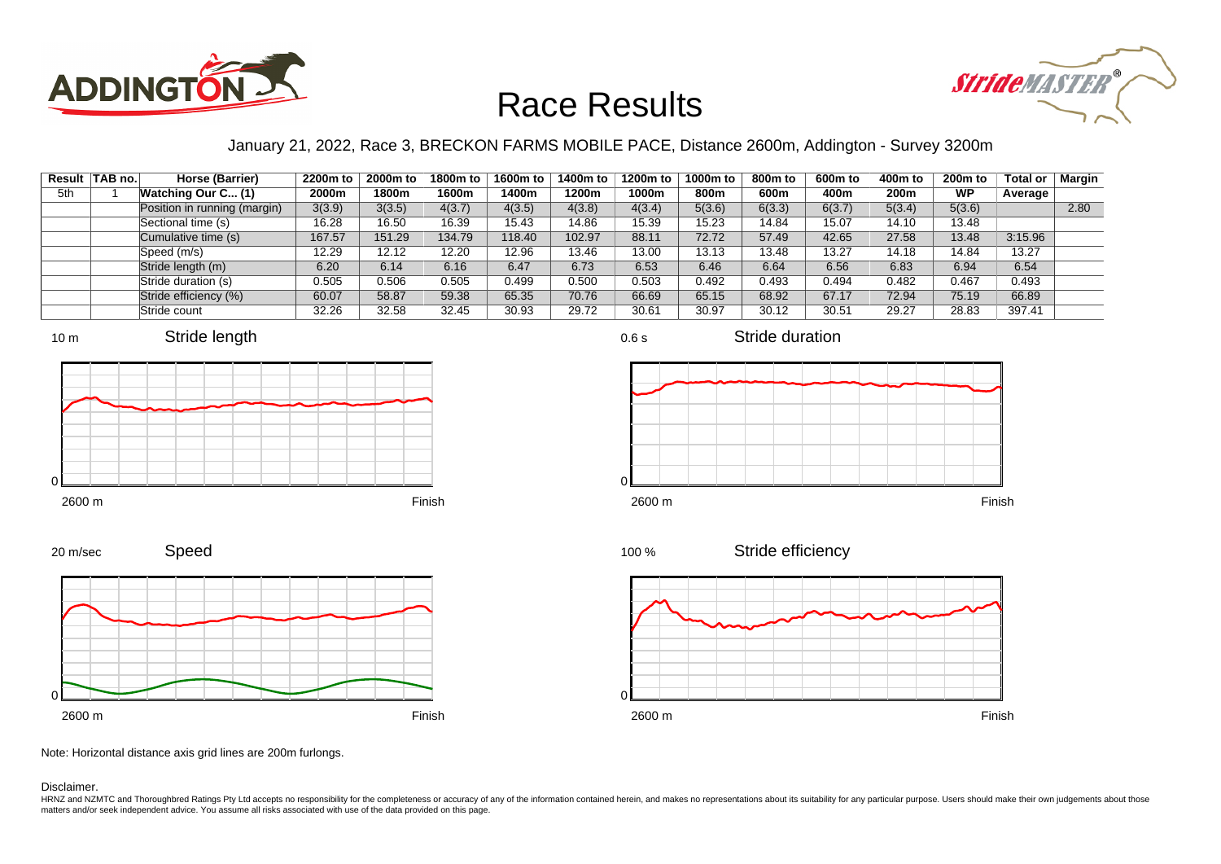# Race Results

January 21, 2022, Race 3, BRECKON FARMS MOBILE PACE, Distance 2600m, Addington - Survey 3200m

| Result | TAB no. | Horse (Barrier) | 2200m to 2000m | 2000m to 1800m | 1800m to 1600m | 1600m to 1400m | 1400m to 1200m | 1200m to 1000m | 1000m to 800m | 800m to 600m | 600m to 400m | 400m to 200m | 200m to WP | Total or Average | Margin |
|---|---|---|---|---|---|---|---|---|---|---|---|---|---|---|---|
| 5th | 1 | **Watching Our C... (1)** | | | | | | | | | | | | | |
| | | Position in running (margin) | 3(3.9) | 3(3.5) | 4(3.7) | 4(3.5) | 4(3.8) | 4(3.4) | 5(3.6) | 6(3.3) | 6(3.7) | 5(3.4) | 5(3.6) | | 2.80 |
| | | Sectional time (s) | 16.28 | 16.50 | 16.39 | 15.43 | 14.86 | 15.39 | 15.23 | 14.84 | 15.07 | 14.10 | 13.48 | | |
| | | Cumulative time (s) | 167.57 | 151.29 | 134.79 | 118.40 | 102.97 | 88.11 | 72.72 | 57.49 | 42.65 | 27.58 | 13.48 | 3:15.96 | |
| | | Speed (m/s) | 12.29 | 12.12 | 12.20 | 12.96 | 13.46 | 13.00 | 13.13 | 13.48 | 13.27 | 14.18 | 14.84 | 13.27 | |
| | | Stride length (m) | 6.20 | 6.14 | 6.16 | 6.47 | 6.73 | 6.53 | 6.46 | 6.64 | 6.56 | 6.83 | 6.94 | 6.54 | |
| | | Stride duration (s) | 0.505 | 0.506 | 0.505 | 0.499 | 0.500 | 0.503 | 0.492 | 0.493 | 0.494 | 0.482 | 0.467 | 0.493 | |
| | | Stride efficiency (%) | 60.07 | 58.87 | 59.38 | 65.35 | 70.76 | 66.69 | 65.15 | 68.92 | 67.17 | 72.94 | 75.19 | 66.89 | |
| | | Stride count | 32.26 | 32.58 | 32.45 | 30.93 | 29.72 | 30.61 | 30.97 | 30.12 | 30.51 | 29.27 | 28.83 | 397.41 | |

Note: Horizontal distance axis grid lines are 200m furlongs.

Disclaimer.

HRNZ and NZMTC and Thoroughbred Ratings Pty Ltd accepts no responsibility for the completeness or accuracy of any of the information contained herein, and makes no representations about its suitability for any particular purpose. Users should make their own judgements about those matters and/or seek independent advice. You assume all risks associated with use of the data provided on this page.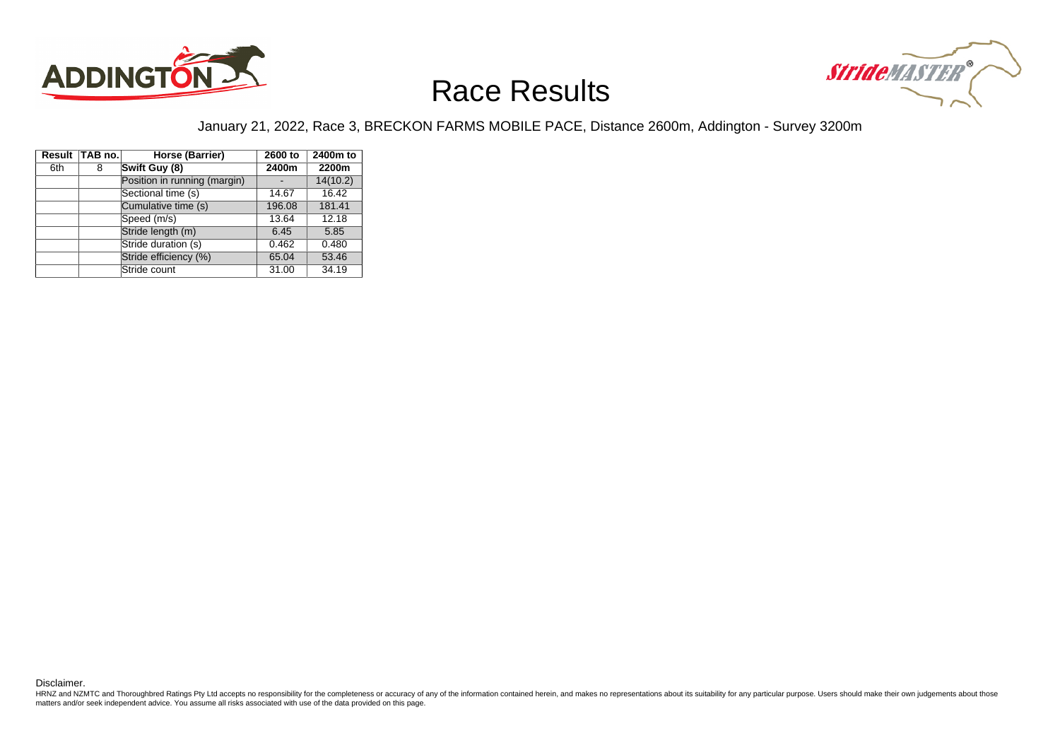# Race Results

January 21, 2022, Race 3, BRECKON FARMS MOBILE PACE, Distance 2600m, Addington - Survey 3200m

| Result | TAB no. | Horse (Barrier) | 2600 to 2400m | 2400m to 2200m |
|---|---|---|---|---|
| 6th | 8 | **Swift Guy (8)** | | |
| | | Position in running (margin) | - | 14(10.2) |
| | | Sectional time (s) | 14.67 | 16.42 |
| | | Cumulative time (s) | 196.08 | 181.41 |
| | | Speed (m/s) | 13.64 | 12.18 |
| | | Stride length (m) | 6.45 | 5.85 |
| | | Stride duration (s) | 0.462 | 0.480 |
| | | Stride efficiency (%) | 65.04 | 53.46 |
| | | Stride count | 31.00 | 34.19 |

Disclaimer.

HRNZ and NZMTC and Thoroughbred Ratings Pty Ltd accepts no responsibility for the completeness or accuracy of any of the information contained herein, and makes no representations about its suitability for any particular purpose. Users should make their own judgements about those matters and/or seek independent advice. You assume all risks associated with use of the data provided on this page.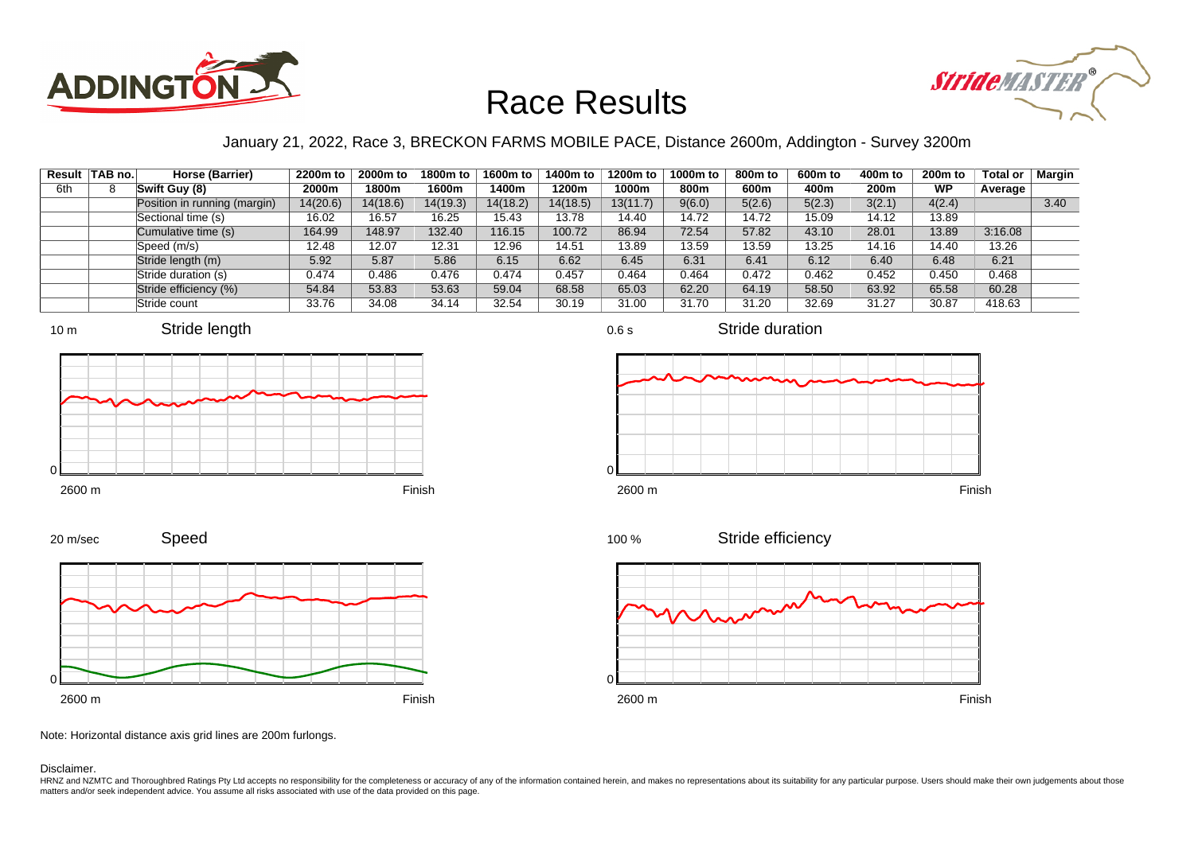# Race Results

January 21, 2022, Race 3, BRECKON FARMS MOBILE PACE, Distance 2600m, Addington - Survey 3200m

| Result | TAB no. | Horse (Barrier) | 2200m to 2000m | 2000m to 1800m | 1800m to 1600m | 1600m to 1400m | 1400m to 1200m | 1200m to 1000m | 1000m to 800m | 800m to 600m | 600m to 400m | 400m to 200m | 200m to WP | Total or Average | Margin |
|---|---|---|---|---|---|---|---|---|---|---|---|---|---|---|---|
| 6th | 8 | Swift Guy (8) | | | | | | | | | | | | | |
| | | Position in running (margin) | 14(20.6) | 14(18.6) | 14(19.3) | 14(18.2) | 14(18.5) | 13(11.7) | 9(6.0) | 5(2.6) | 5(2.3) | 3(2.1) | 4(2.4) | | 3.40 |
| | | Sectional time (s) | 16.02 | 16.57 | 16.25 | 15.43 | 13.78 | 14.40 | 14.72 | 14.72 | 15.09 | 14.12 | 13.89 | | |
| | | Cumulative time (s) | 164.99 | 148.97 | 132.40 | 116.15 | 100.72 | 86.94 | 72.54 | 57.82 | 43.10 | 28.01 | 13.89 | 3:16.08 | |
| | | Speed (m/s) | 12.48 | 12.07 | 12.31 | 12.96 | 14.51 | 13.89 | 13.59 | 13.59 | 13.25 | 14.16 | 14.40 | 13.26 | |
| | | Stride length (m) | 5.92 | 5.87 | 5.86 | 6.15 | 6.62 | 6.45 | 6.31 | 6.41 | 6.12 | 6.40 | 6.48 | 6.21 | |
| | | Stride duration (s) | 0.474 | 0.486 | 0.476 | 0.474 | 0.457 | 0.464 | 0.464 | 0.472 | 0.462 | 0.452 | 0.450 | 0.468 | |
| | | Stride efficiency (%) | 54.84 | 53.83 | 53.63 | 59.04 | 68.58 | 65.03 | 62.20 | 64.19 | 58.50 | 63.92 | 65.58 | 60.28 | |
| | | Stride count | 33.76 | 34.08 | 34.14 | 32.54 | 30.19 | 31.00 | 31.70 | 31.20 | 32.69 | 31.27 | 30.87 | 418.63 | |

Note: Horizontal distance axis grid lines are 200m furlongs.

Disclaimer.

HRNZ and NZMTC and Thoroughbred Ratings Pty Ltd accepts no responsibility for the completeness or accuracy of any of the information contained herein, and makes no representations about its suitability for any particular purpose. Users should make their own judgements about those matters and/or seek independent advice. You assume all risks associated with use of the data provided on this page.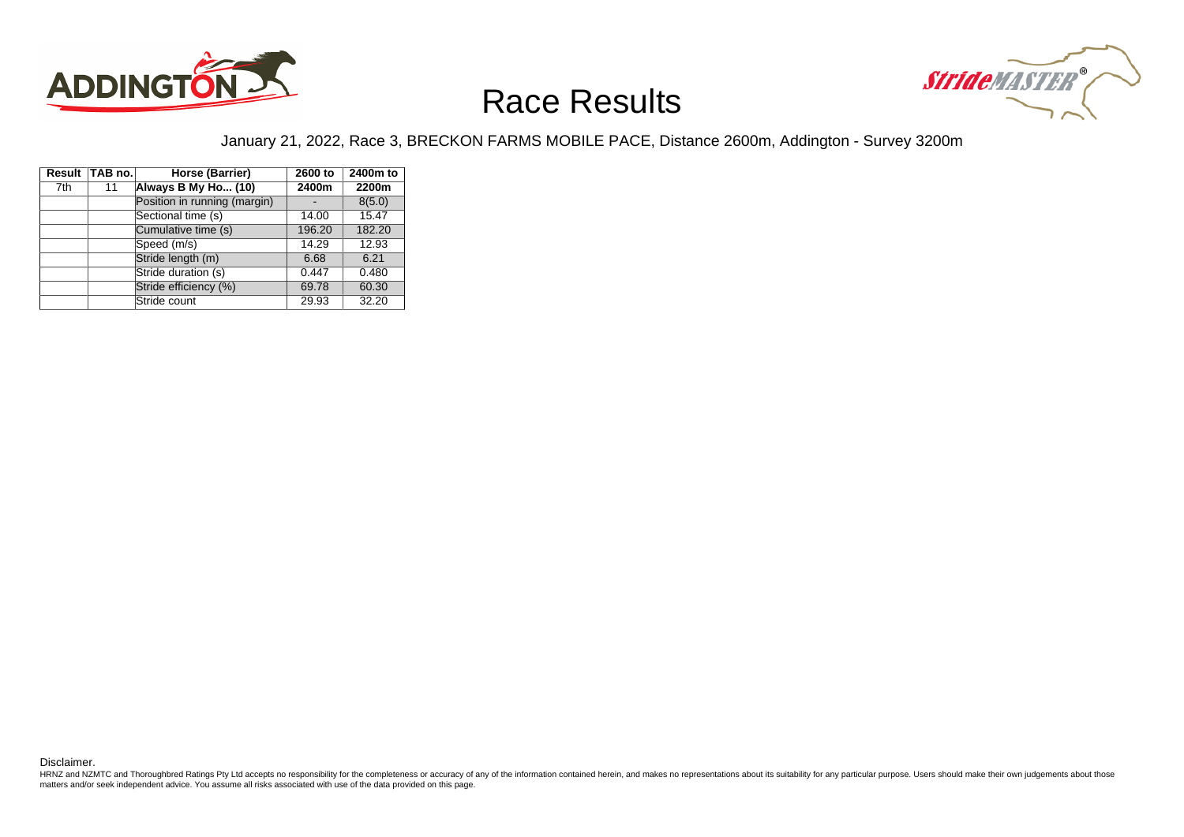# Race Results

January 21, 2022, Race 3, BRECKON FARMS MOBILE PACE, Distance 2600m, Addington - Survey 3200m

| Result | TAB no. | Horse (Barrier) | 2600 to 2400m | 2400m to 2200m |
|---|---|---|---|---|
| 7th | 11 | **Always B My Ho... (10)** | | |
| | | Position in running (margin) | - | 8(5.0) |
| | | Sectional time (s) | 14.00 | 15.47 |
| | | Cumulative time (s) | 196.20 | 182.20 |
| | | Speed (m/s) | 14.29 | 12.93 |
| | | Stride length (m) | 6.68 | 6.21 |
| | | Stride duration (s) | 0.447 | 0.480 |
| | | Stride efficiency (%) | 69.78 | 60.30 |
| | | Stride count | 29.93 | 32.20 |

Disclaimer.

HRNZ and NZMTC and Thoroughbred Ratings Pty Ltd accepts no responsibility for the completeness or accuracy of any of the information contained herein, and makes no representations about its suitability for any particular purpose. Users should make their own judgements about those matters and/or seek independent advice. You assume all risks associated with use of the data provided on this page.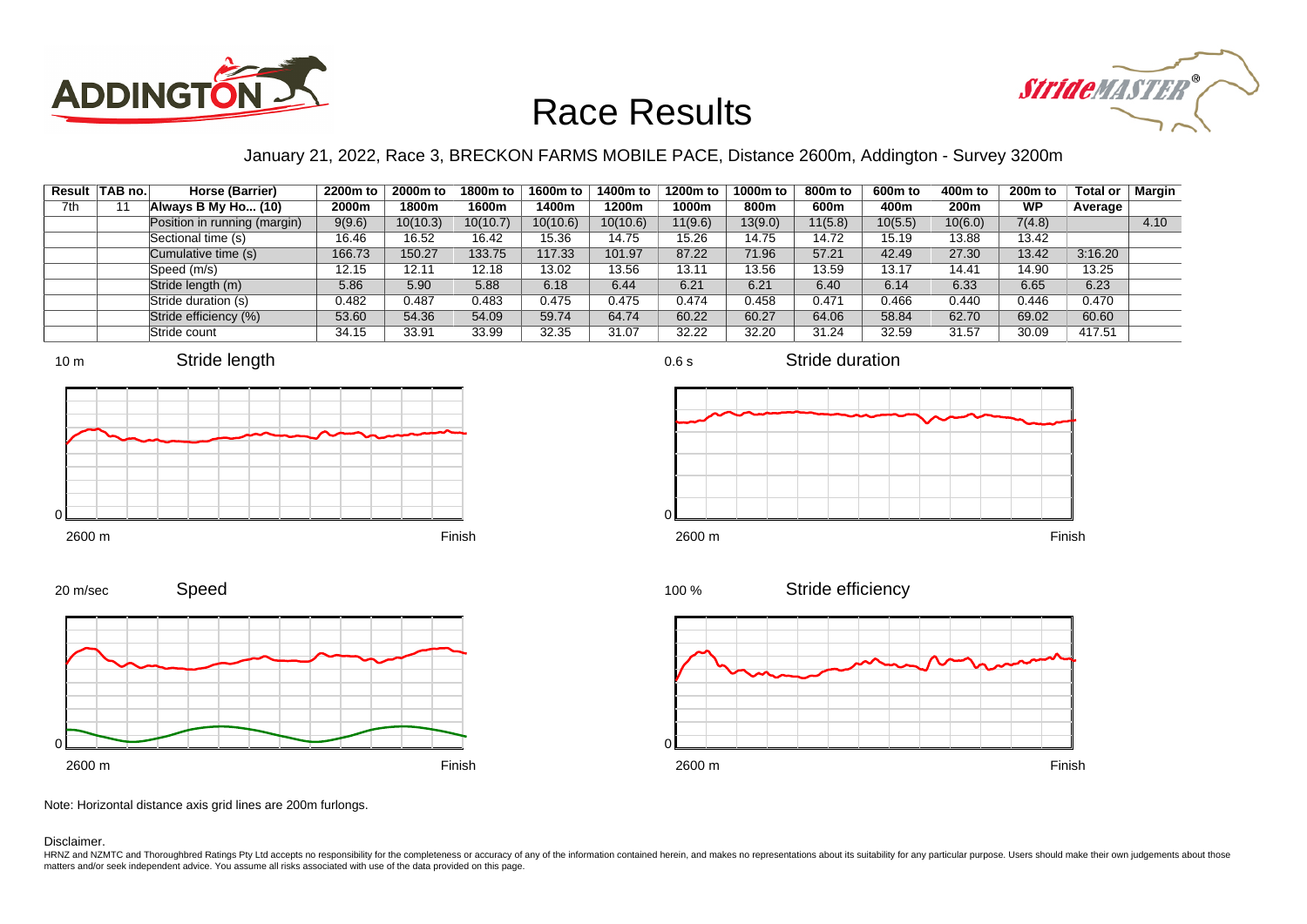# Race Results

January 21, 2022, Race 3, BRECKON FARMS MOBILE PACE, Distance 2600m, Addington - Survey 3200m

| Result | TAB no. | Horse (Barrier) | 2200m to 2000m | 2000m to 1800m | 1800m to 1600m | 1600m to 1400m | 1400m to 1200m | 1200m to 1000m | 1000m to 800m | 800m to 600m | 600m to 400m | 400m to 200m | 200m to WP | Total or Average | Margin |
|---|---|---|---|---|---|---|---|---|---|---|---|---|---|---|---|
| 7th | 11 | Always B My Ho... (10) | | | | | | | | | | | | | |
| | | Position in running (margin) | 9(9.6) | 10(10.3) | 10(10.7) | 10(10.6) | 10(10.6) | 11(9.6) | 13(9.0) | 11(5.8) | 10(5.5) | 10(6.0) | 7(4.8) | | 4.10 |
| | | Sectional time (s) | 16.46 | 16.52 | 16.42 | 15.36 | 14.75 | 15.26 | 14.75 | 14.72 | 15.19 | 13.88 | 13.42 | | |
| | | Cumulative time (s) | 166.73 | 150.27 | 133.75 | 117.33 | 101.97 | 87.22 | 71.96 | 57.21 | 42.49 | 27.30 | 13.42 | 3:16.20 | |
| | | Speed (m/s) | 12.15 | 12.11 | 12.18 | 13.02 | 13.56 | 13.11 | 13.56 | 13.59 | 13.17 | 14.41 | 14.90 | 13.25 | |
| | | Stride length (m) | 5.86 | 5.90 | 5.88 | 6.18 | 6.44 | 6.21 | 6.21 | 6.40 | 6.14 | 6.33 | 6.65 | 6.23 | |
| | | Stride duration (s) | 0.482 | 0.487 | 0.483 | 0.475 | 0.475 | 0.474 | 0.458 | 0.471 | 0.466 | 0.440 | 0.446 | 0.470 | |
| | | Stride efficiency (%) | 53.60 | 54.36 | 54.09 | 59.74 | 64.74 | 60.22 | 60.27 | 64.06 | 58.84 | 62.70 | 69.02 | 60.60 | |
| | | Stride count | 34.15 | 33.91 | 33.99 | 32.35 | 31.07 | 32.22 | 32.20 | 31.24 | 32.59 | 31.57 | 30.09 | 417.51 | |

Note: Horizontal distance axis grid lines are 200m furlongs.

Disclaimer.

HRNZ and NZMTC and Thoroughbred Ratings Pty Ltd accepts no responsibility for the completeness or accuracy of any of the information contained herein, and makes no representations about its suitability for any particular purpose. Users should make their own judgements about those matters and/or seek independent advice. You assume all risks associated with use of the data provided on this page.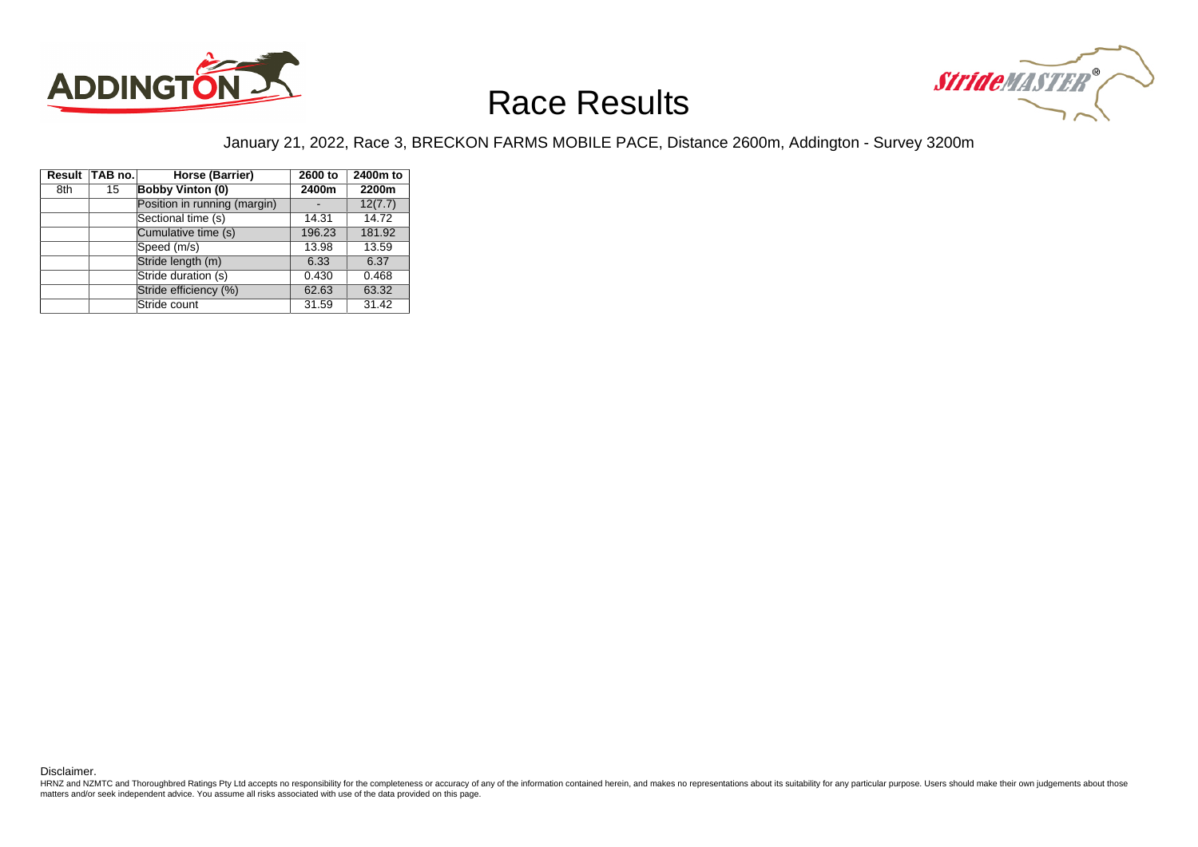# Race Results

January 21, 2022, Race 3, BRECKON FARMS MOBILE PACE, Distance 2600m, Addington - Survey 3200m

| Result | TAB no. | Horse (Barrier) | 2600 to 2400m | 2400m to 2200m |
|---|---|---|---|---|
| 8th | 15 | **Bobby Vinton (0)** | | |
| | | Position in running (margin) | - | 12(7.7) |
| | | Sectional time (s) | 14.31 | 14.72 |
| | | Cumulative time (s) | 196.23 | 181.92 |
| | | Speed (m/s) | 13.98 | 13.59 |
| | | Stride length (m) | 6.33 | 6.37 |
| | | Stride duration (s) | 0.430 | 0.468 |
| | | Stride efficiency (%) | 62.63 | 63.32 |
| | | Stride count | 31.59 | 31.42 |

Disclaimer.

HRNZ and NZMTC and Thoroughbred Ratings Pty Ltd accepts no responsibility for the completeness or accuracy of any of the information contained herein, and makes no representations about its suitability for any particular purpose. Users should make their own judgements about those matters and/or seek independent advice. You assume all risks associated with use of the data provided on this page.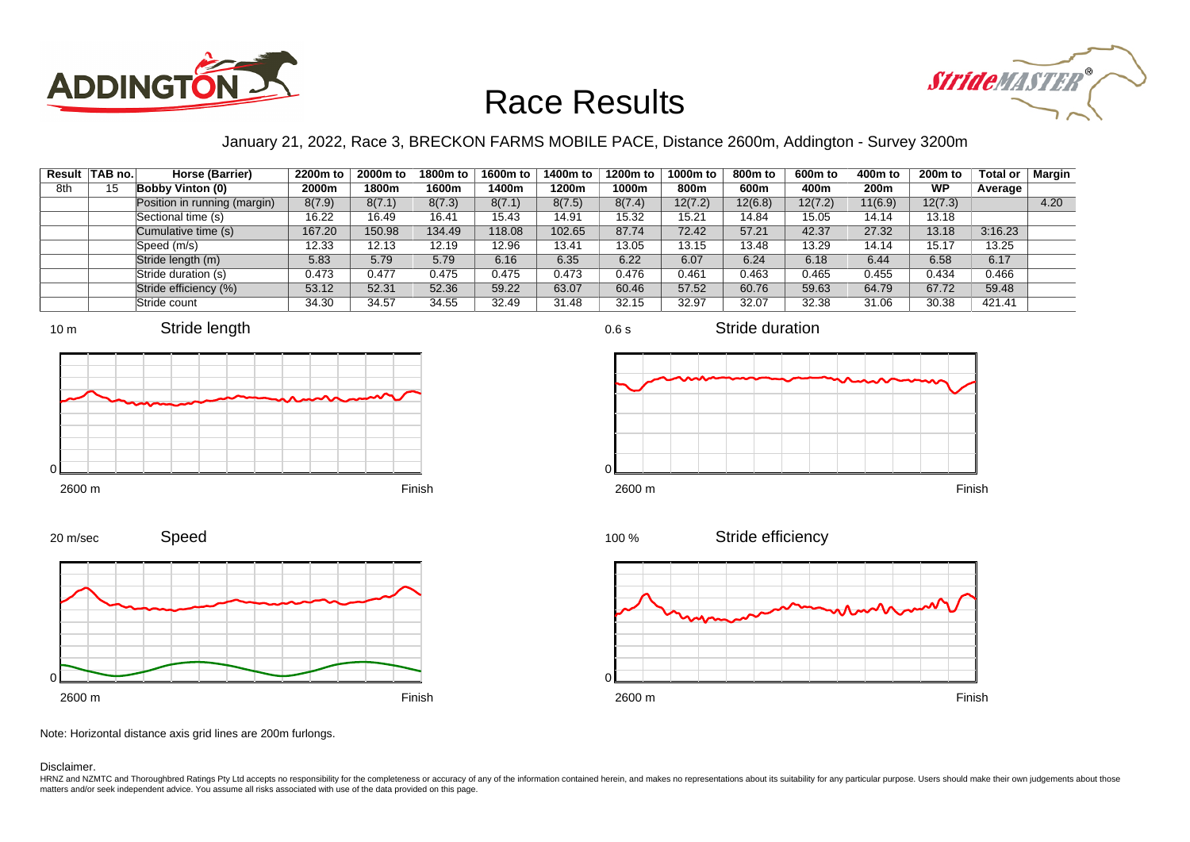# Race Results

January 21, 2022, Race 3, BRECKON FARMS MOBILE PACE, Distance 2600m, Addington - Survey 3200m

| Result | TAB no. | Horse (Barrier) | 2200m to 2000m | 2000m to 1800m | 1800m to 1600m | 1600m to 1400m | 1400m to 1200m | 1200m to 1000m | 1000m to 800m | 800m to 600m | 600m to 400m | 400m to 200m | 200m to WP | Total or Average | Margin |
|---|---|---|---|---|---|---|---|---|---|---|---|---|---|---|---|
| 8th | 15 | **Bobby Vinton (0)** | | | | | | | | | | | | | |
| | | Position in running (margin) | 8(7.9) | 8(7.1) | 8(7.3) | 8(7.1) | 8(7.5) | 8(7.4) | 12(7.2) | 12(6.8) | 12(7.2) | 11(6.9) | 12(7.3) | | 4.20 |
| | | Sectional time (s) | 16.22 | 16.49 | 16.41 | 15.43 | 14.91 | 15.32 | 15.21 | 14.84 | 15.05 | 14.14 | 13.18 | | |
| | | Cumulative time (s) | 167.20 | 150.98 | 134.49 | 118.08 | 102.65 | 87.74 | 72.42 | 57.21 | 42.37 | 27.32 | 13.18 | 3:16.23 | |
| | | Speed (m/s) | 12.33 | 12.13 | 12.19 | 12.96 | 13.41 | 13.05 | 13.15 | 13.48 | 13.29 | 14.14 | 15.17 | 13.25 | |
| | | Stride length (m) | 5.83 | 5.79 | 5.79 | 6.16 | 6.35 | 6.22 | 6.07 | 6.24 | 6.18 | 6.44 | 6.58 | 6.17 | |
| | | Stride duration (s) | 0.473 | 0.477 | 0.475 | 0.475 | 0.473 | 0.476 | 0.461 | 0.463 | 0.465 | 0.455 | 0.434 | 0.466 | |
| | | Stride efficiency (%) | 53.12 | 52.31 | 52.36 | 59.22 | 63.07 | 60.46 | 57.52 | 60.76 | 59.63 | 64.79 | 67.72 | 59.48 | |
| | | Stride count | 34.30 | 34.57 | 34.55 | 32.49 | 31.48 | 32.15 | 32.97 | 32.07 | 32.38 | 31.06 | 30.38 | 421.41 | |

Note: Horizontal distance axis grid lines are 200m furlongs.

Disclaimer.

HRNZ and NZMTC and Thoroughbred Ratings Pty Ltd accepts no responsibility for the completeness or accuracy of any of the information contained herein, and makes no representations about its suitability for any particular purpose. Users should make their own judgements about those matters and/or seek independent advice. You assume all risks associated with use of the data provided on this page.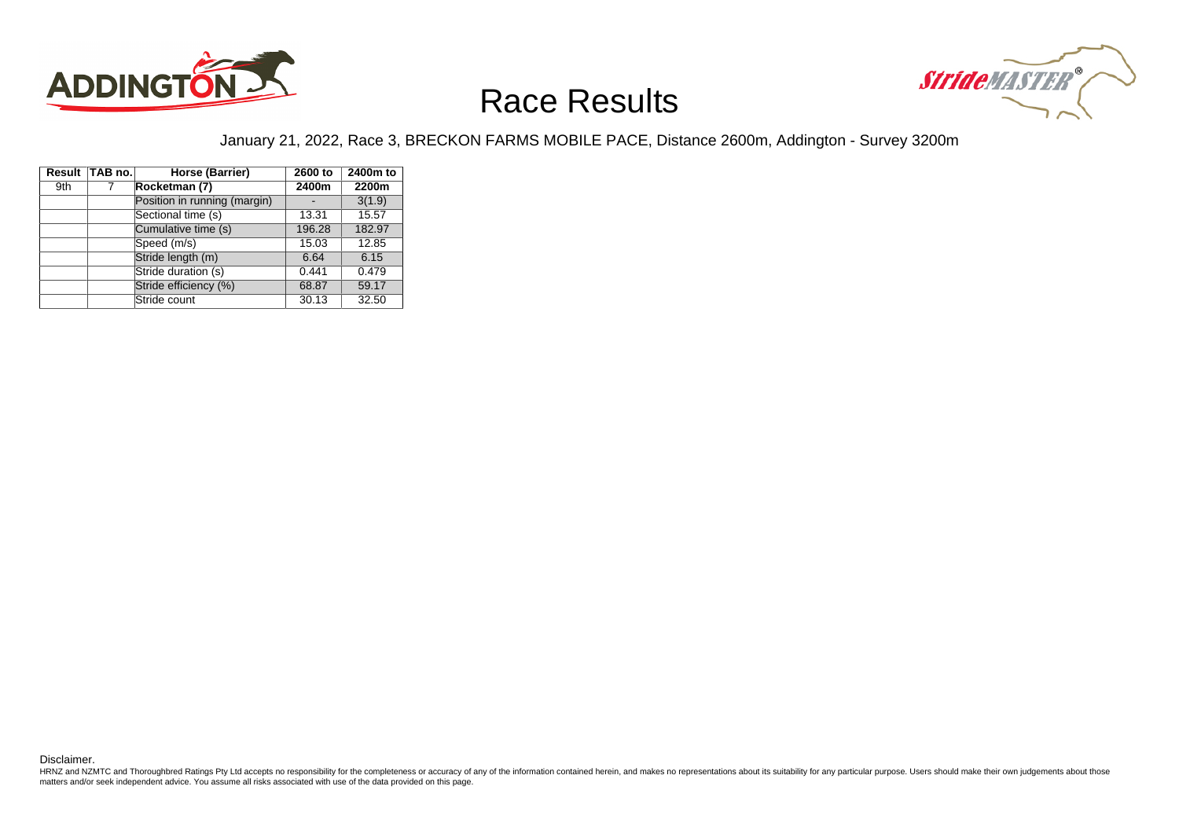# Race Results

January 21, 2022, Race 3, BRECKON FARMS MOBILE PACE, Distance 2600m, Addington - Survey 3200m

| Result | TAB no. | Horse (Barrier) | 2600 to 2400m | 2400m to 2200m |
|---|---|---|---|---|
| 9th | 7 | **Rocketman (7)** | | |
| | | Position in running (margin) | - | 3(1.9) |
| | | Sectional time (s) | 13.31 | 15.57 |
| | | Cumulative time (s) | 196.28 | 182.97 |
| | | Speed (m/s) | 15.03 | 12.85 |
| | | Stride length (m) | 6.64 | 6.15 |
| | | Stride duration (s) | 0.441 | 0.479 |
| | | Stride efficiency (%) | 68.87 | 59.17 |
| | | Stride count | 30.13 | 32.50 |

Disclaimer.

HRNZ and NZMTC and Thoroughbred Ratings Pty Ltd accepts no responsibility for the completeness or accuracy of any of the information contained herein, and makes no representations about its suitability for any particular purpose. Users should make their own judgements about those matters and/or seek independent advice. You assume all risks associated with use of the data provided on this page.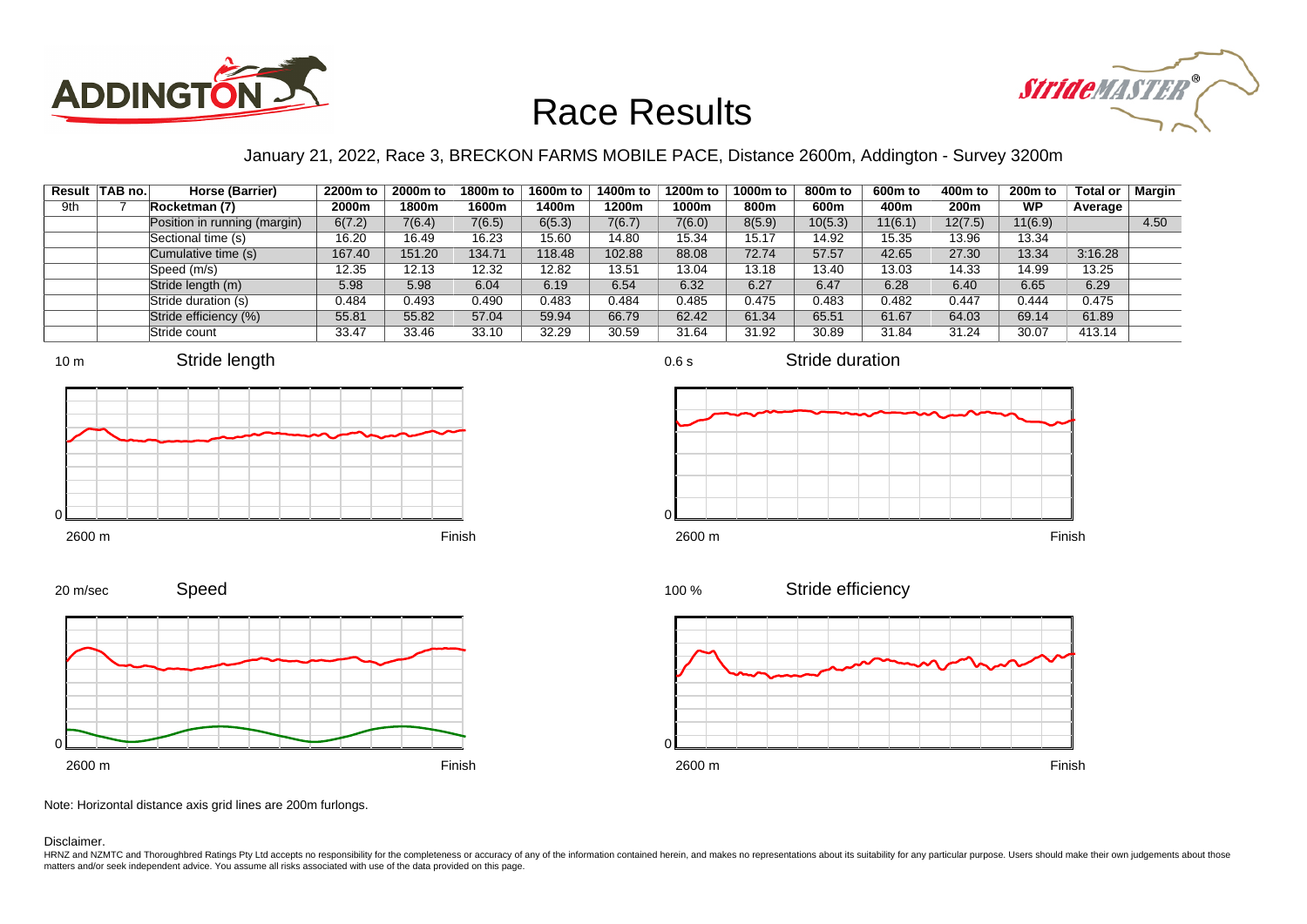# Race Results

January 21, 2022, Race 3, BRECKON FARMS MOBILE PACE, Distance 2600m, Addington - Survey 3200m

| Result | TAB no. | Horse (Barrier) | 2200m to 2000m | 2000m to 1800m | 1800m to 1600m | 1600m to 1400m | 1400m to 1200m | 1200m to 1000m | 1000m to 800m | 800m to 600m | 600m to 400m | 400m to 200m | 200m to WP | Total or Average | Margin |
|---|---|---|---|---|---|---|---|---|---|---|---|---|---|---|---|
| 9th | 7 | **Rocketman (7)** | | | | | | | | | | | | | |
| | | Position in running (margin) | 6(7.2) | 7(6.4) | 7(6.5) | 6(5.3) | 7(6.7) | 7(6.0) | 8(5.9) | 10(5.3) | 11(6.1) | 12(7.5) | 11(6.9) | | 4.50 |
| | | Sectional time (s) | 16.20 | 16.49 | 16.23 | 15.60 | 14.80 | 15.34 | 15.17 | 14.92 | 15.35 | 13.96 | 13.34 | | |
| | | Cumulative time (s) | 167.40 | 151.20 | 134.71 | 118.48 | 102.88 | 88.08 | 72.74 | 57.57 | 42.65 | 27.30 | 13.34 | 3:16.28 | |
| | | Speed (m/s) | 12.35 | 12.13 | 12.32 | 12.82 | 13.51 | 13.04 | 13.18 | 13.40 | 13.03 | 14.33 | 14.99 | 13.25 | |
| | | Stride length (m) | 5.98 | 5.98 | 6.04 | 6.19 | 6.54 | 6.32 | 6.27 | 6.47 | 6.28 | 6.40 | 6.65 | 6.29 | |
| | | Stride duration (s) | 0.484 | 0.493 | 0.490 | 0.483 | 0.484 | 0.485 | 0.475 | 0.483 | 0.482 | 0.447 | 0.444 | 0.475 | |
| | | Stride efficiency (%) | 55.81 | 55.82 | 57.04 | 59.94 | 66.79 | 62.42 | 61.34 | 65.51 | 61.67 | 64.03 | 69.14 | 61.89 | |
| | | Stride count | 33.47 | 33.46 | 33.10 | 32.29 | 30.59 | 31.64 | 31.92 | 30.89 | 31.84 | 31.24 | 30.07 | 413.14 | |

Note: Horizontal distance axis grid lines are 200m furlongs.

Disclaimer.

HRNZ and NZMTC and Thoroughbred Ratings Pty Ltd accepts no responsibility for the completeness or accuracy of any of the information contained herein, and makes no representations about its suitability for any particular purpose. Users should make their own judgements about those matters and/or seek independent advice. You assume all risks associated with use of the data provided on this page.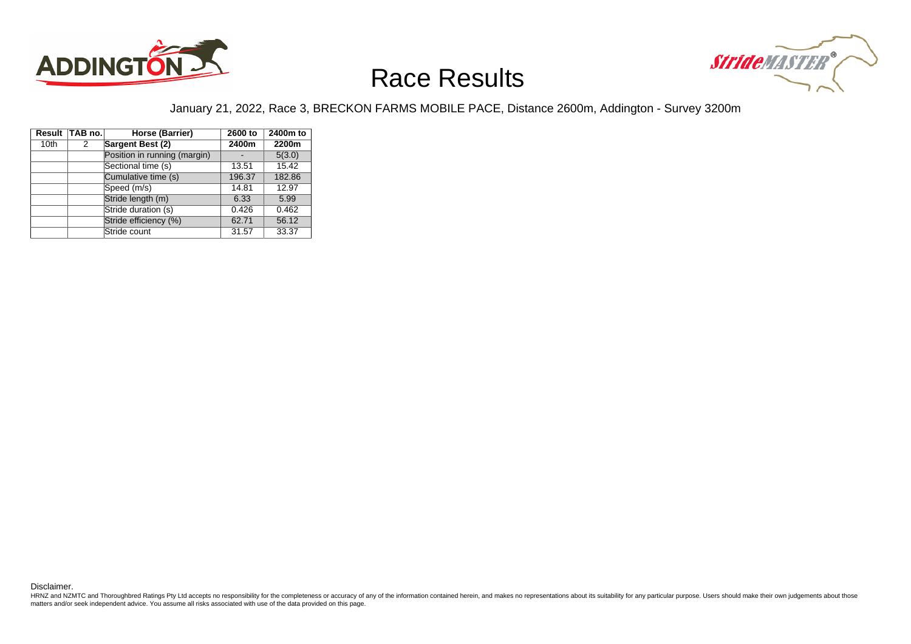# Race Results

January 21, 2022, Race 3, BRECKON FARMS MOBILE PACE, Distance 2600m, Addington - Survey 3200m

| Result | TAB no. | Horse (Barrier) | 2600 to 2400m | 2400m to 2200m |
|---|---|---|---|---|
| 10th | 2 | **Sargent Best (2)** | | |
| | | Position in running (margin) | - | 5(3.0) |
| | | Sectional time (s) | 13.51 | 15.42 |
| | | Cumulative time (s) | 196.37 | 182.86 |
| | | Speed (m/s) | 14.81 | 12.97 |
| | | Stride length (m) | 6.33 | 5.99 |
| | | Stride duration (s) | 0.426 | 0.462 |
| | | Stride efficiency (%) | 62.71 | 56.12 |
| | | Stride count | 31.57 | 33.37 |

Disclaimer.

HRNZ and NZMTC and Thoroughbred Ratings Pty Ltd accepts no responsibility for the completeness or accuracy of any of the information contained herein, and makes no representations about its suitability for any particular purpose. Users should make their own judgements about those matters and/or seek independent advice. You assume all risks associated with use of the data provided on this page.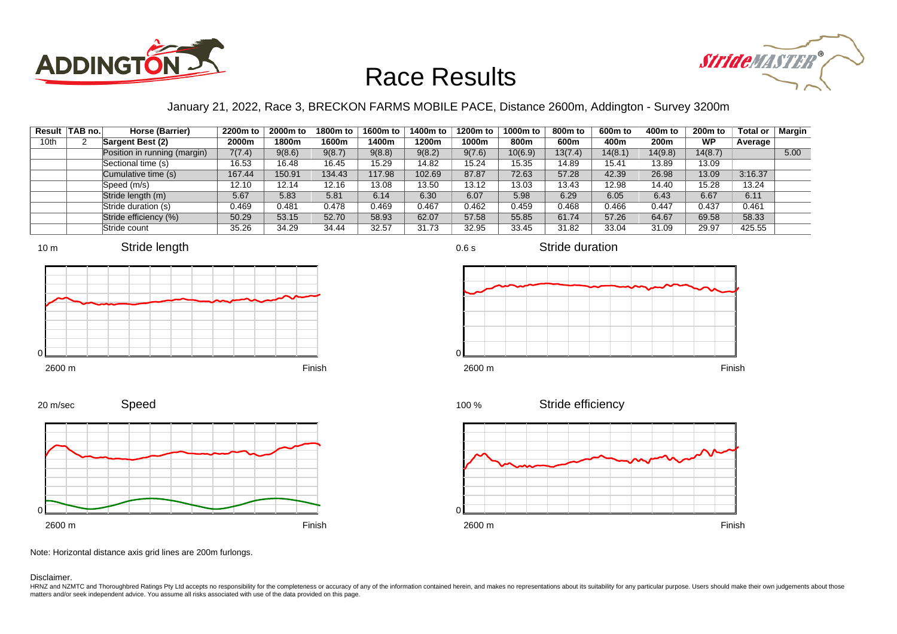# Race Results

January 21, 2022, Race 3, BRECKON FARMS MOBILE PACE, Distance 2600m, Addington - Survey 3200m

| Result | TAB no. | Horse (Barrier) | 2200m to 2000m | 2000m to 1800m | 1800m to 1600m | 1600m to 1400m | 1400m to 1200m | 1200m to 1000m | 1000m to 800m | 800m to 600m | 600m to 400m | 400m to 200m | 200m to WP | Total or Average | Margin |
|---|---|---|---|---|---|---|---|---|---|---|---|---|---|---|---|
| 10th | 2 | **Sargent Best (2)** | | | | | | | | | | | | | |
| | | Position in running (margin) | 7(7.4) | 9(8.6) | 9(8.7) | 9(8.8) | 9(8.2) | 9(7.6) | 10(6.9) | 13(7.4) | 14(8.1) | 14(9.8) | 14(8.7) | | 5.00 |
| | | Sectional time (s) | 16.53 | 16.48 | 16.45 | 15.29 | 14.82 | 15.24 | 15.35 | 14.89 | 15.41 | 13.89 | 13.09 | | |
| | | Cumulative time (s) | 167.44 | 150.91 | 134.43 | 117.98 | 102.69 | 87.87 | 72.63 | 57.28 | 42.39 | 26.98 | 13.09 | 3:16.37 | |
| | | Speed (m/s) | 12.10 | 12.14 | 12.16 | 13.08 | 13.50 | 13.12 | 13.03 | 13.43 | 12.98 | 14.40 | 15.28 | 13.24 | |
| | | Stride length (m) | 5.67 | 5.83 | 5.81 | 6.14 | 6.30 | 6.07 | 5.98 | 6.29 | 6.05 | 6.43 | 6.67 | 6.11 | |
| | | Stride duration (s) | 0.469 | 0.481 | 0.478 | 0.469 | 0.467 | 0.462 | 0.459 | 0.468 | 0.466 | 0.447 | 0.437 | 0.461 | |
| | | Stride efficiency (%) | 50.29 | 53.15 | 52.70 | 58.93 | 62.07 | 57.58 | 55.85 | 61.74 | 57.26 | 64.67 | 69.58 | 58.33 | |
| | | Stride count | 35.26 | 34.29 | 34.44 | 32.57 | 31.73 | 32.95 | 33.45 | 31.82 | 33.04 | 31.09 | 29.97 | 425.55 | |

Stride length (10 m; 2600 m – Finish)

Stride duration (0.6 s; 2600 m – Finish)

Speed (20 m/sec; 2600 m – Finish)

Stride efficiency (100 %; 2600 m – Finish)

Note: Horizontal distance axis grid lines are 200m furlongs.

Disclaimer.

HRNZ and NZMTC and Thoroughbred Ratings Pty Ltd accepts no responsibility for the completeness or accuracy of any of the information contained herein, and makes no representations about its suitability for any particular purpose. Users should make their own judgements about those matters and/or seek independent advice. You assume all risks associated with use of the data provided on this page.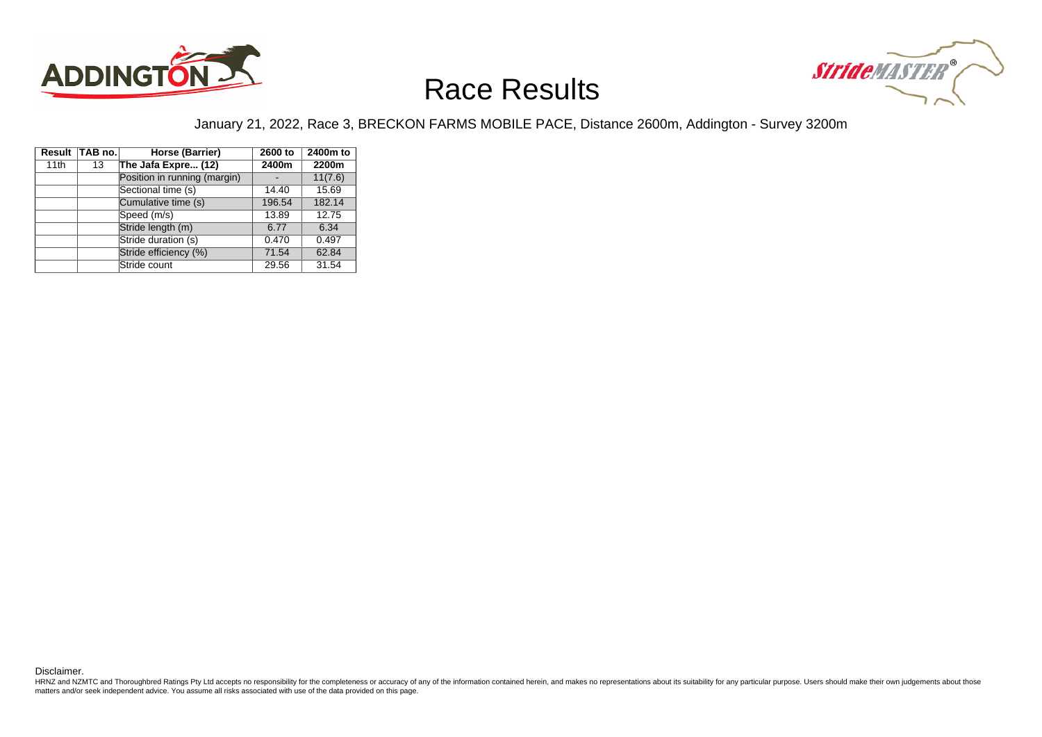# Race Results

January 21, 2022, Race 3, BRECKON FARMS MOBILE PACE, Distance 2600m, Addington - Survey 3200m

| Result | TAB no. | Horse (Barrier) | 2600 to 2400m | 2400m to 2200m |
|---|---|---|---|---|
| 11th | 13 | The Jafa Expre... (12) | | |
| | | Position in running (margin) | - | 11(7.6) |
| | | Sectional time (s) | 14.40 | 15.69 |
| | | Cumulative time (s) | 196.54 | 182.14 |
| | | Speed (m/s) | 13.89 | 12.75 |
| | | Stride length (m) | 6.77 | 6.34 |
| | | Stride duration (s) | 0.470 | 0.497 |
| | | Stride efficiency (%) | 71.54 | 62.84 |
| | | Stride count | 29.56 | 31.54 |

Disclaimer.

HRNZ and NZMTC and Thoroughbred Ratings Pty Ltd accepts no responsibility for the completeness or accuracy of any of the information contained herein, and makes no representations about its suitability for any particular purpose. Users should make their own judgements about those matters and/or seek independent advice. You assume all risks associated with use of the data provided on this page.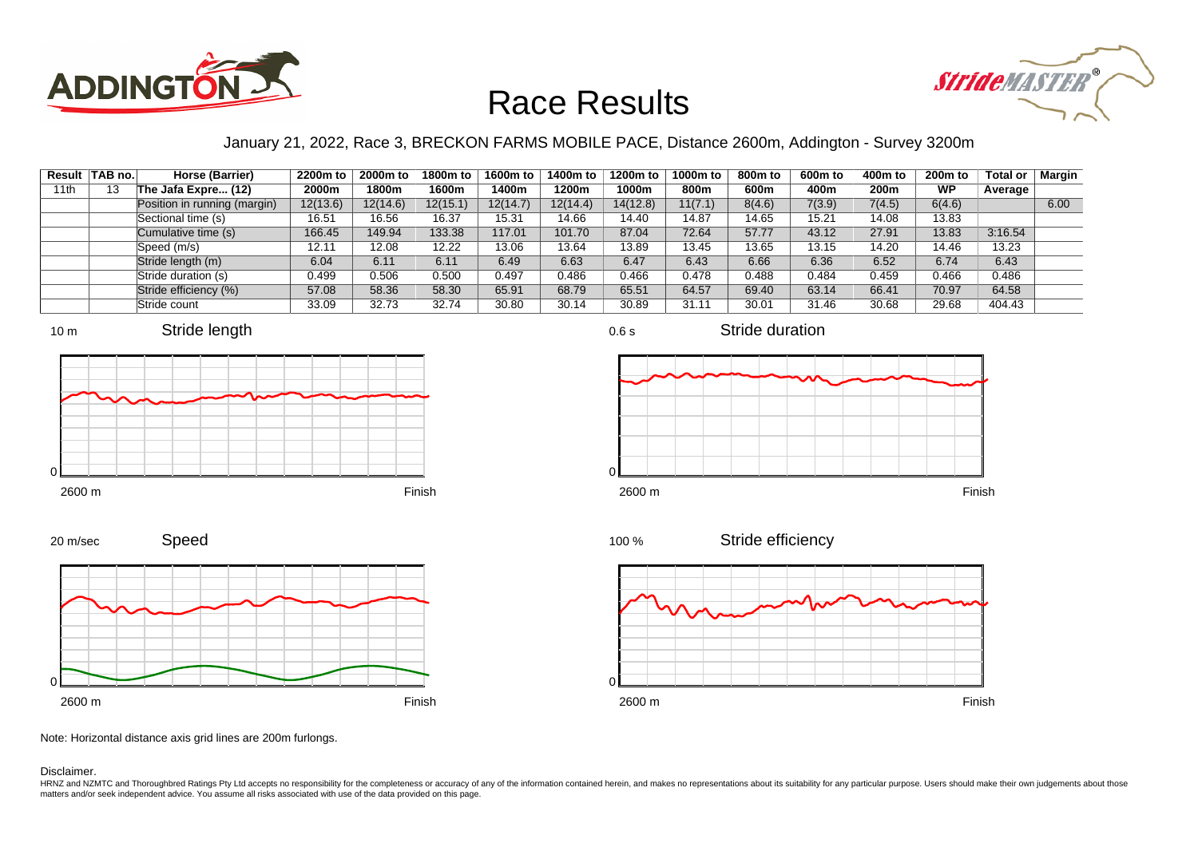# Race Results

January 21, 2022, Race 3, BRECKON FARMS MOBILE PACE, Distance 2600m, Addington - Survey 3200m

| Result | TAB no. | Horse (Barrier) | 2200m to 2000m | 2000m to 1800m | 1800m to 1600m | 1600m to 1400m | 1400m to 1200m | 1200m to 1000m | 1000m to 800m | 800m to 600m | 600m to 400m | 400m to 200m | 200m to WP | Total or Average | Margin |
|---|---|---|---|---|---|---|---|---|---|---|---|---|---|---|---|
| 11th | 13 | The Jafa Expre... (12) | | | | | | | | | | | | | |
| | | Position in running (margin) | 12(13.6) | 12(14.6) | 12(15.1) | 12(14.7) | 12(14.4) | 14(12.8) | 11(7.1) | 8(4.6) | 7(3.9) | 7(4.5) | 6(4.6) | | 6.00 |
| | | Sectional time (s) | 16.51 | 16.56 | 16.37 | 15.31 | 14.66 | 14.40 | 14.87 | 14.65 | 15.21 | 14.08 | 13.83 | | |
| | | Cumulative time (s) | 166.45 | 149.94 | 133.38 | 117.01 | 101.70 | 87.04 | 72.64 | 57.77 | 43.12 | 27.91 | 13.83 | 3:16.54 | |
| | | Speed (m/s) | 12.11 | 12.08 | 12.22 | 13.06 | 13.64 | 13.89 | 13.45 | 13.65 | 13.15 | 14.20 | 14.46 | 13.23 | |
| | | Stride length (m) | 6.04 | 6.11 | 6.11 | 6.49 | 6.63 | 6.47 | 6.43 | 6.66 | 6.36 | 6.52 | 6.74 | 6.43 | |
| | | Stride duration (s) | 0.499 | 0.506 | 0.500 | 0.497 | 0.486 | 0.466 | 0.478 | 0.488 | 0.484 | 0.459 | 0.466 | 0.486 | |
| | | Stride efficiency (%) | 57.08 | 58.36 | 58.30 | 65.91 | 68.79 | 65.51 | 64.57 | 69.40 | 63.14 | 66.41 | 70.97 | 64.58 | |
| | | Stride count | 33.09 | 32.73 | 32.74 | 30.80 | 30.14 | 30.89 | 31.11 | 30.01 | 31.46 | 30.68 | 29.68 | 404.43 | |

Note: Horizontal distance axis grid lines are 200m furlongs.

Disclaimer.

HRNZ and NZMTC and Thoroughbred Ratings Pty Ltd accepts no responsibility for the completeness or accuracy of any of the information contained herein, and makes no representations about its suitability for any particular purpose. Users should make their own judgements about those matters and/or seek independent advice. You assume all risks associated with use of the data provided on this page.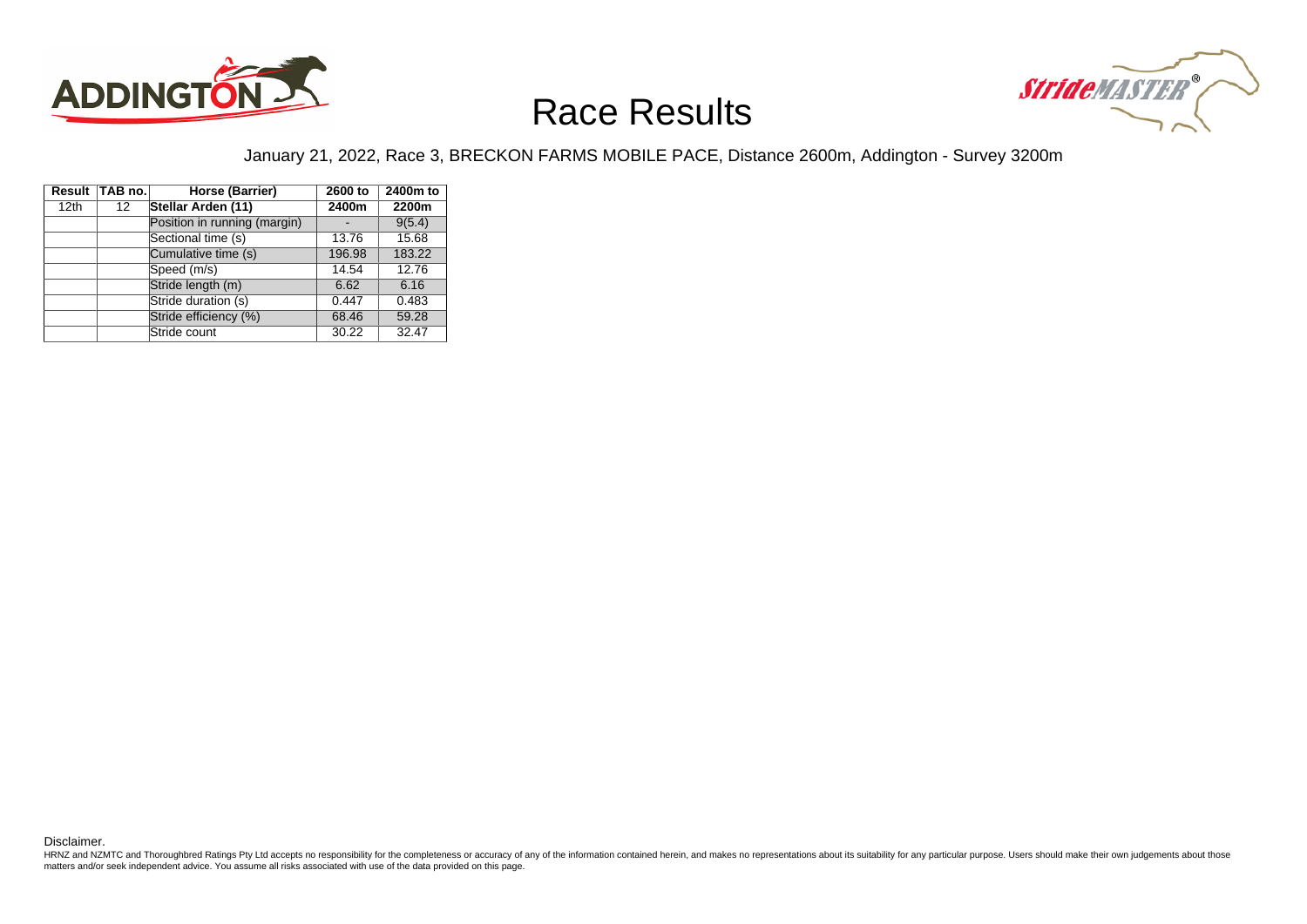# Race Results

January 21, 2022, Race 3, BRECKON FARMS MOBILE PACE, Distance 2600m, Addington - Survey 3200m

| Result | TAB no. | Horse (Barrier) | 2600 to 2400m | 2400m to 2200m |
|---|---|---|---|---|
| 12th | 12 | **Stellar Arden (11)** | | |
| | | Position in running (margin) | - | 9(5.4) |
| | | Sectional time (s) | 13.76 | 15.68 |
| | | Cumulative time (s) | 196.98 | 183.22 |
| | | Speed (m/s) | 14.54 | 12.76 |
| | | Stride length (m) | 6.62 | 6.16 |
| | | Stride duration (s) | 0.447 | 0.483 |
| | | Stride efficiency (%) | 68.46 | 59.28 |
| | | Stride count | 30.22 | 32.47 |

Disclaimer.

HRNZ and NZMTC and Thoroughbred Ratings Pty Ltd accepts no responsibility for the completeness or accuracy of any of the information contained herein, and makes no representations about its suitability for any particular purpose. Users should make their own judgements about those matters and/or seek independent advice. You assume all risks associated with use of the data provided on this page.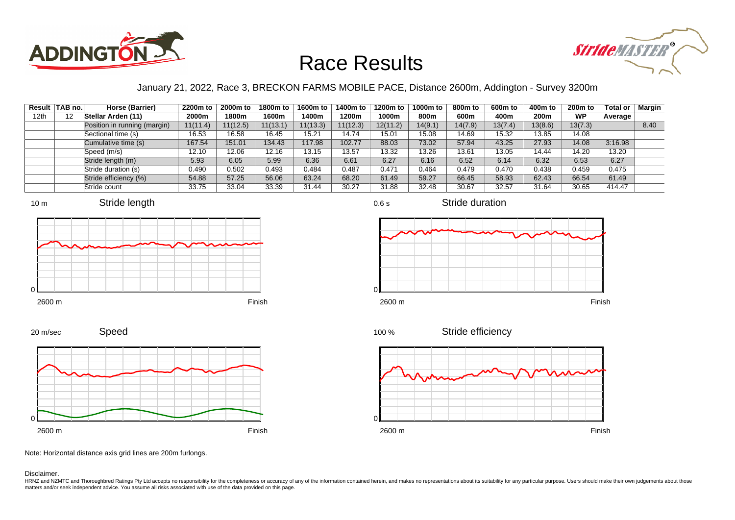# Race Results

January 21, 2022, Race 3, BRECKON FARMS MOBILE PACE, Distance 2600m, Addington - Survey 3200m

| Result | TAB no. | Horse (Barrier) | 2200m to 2000m | 2000m to 1800m | 1800m to 1600m | 1600m to 1400m | 1400m to 1200m | 1200m to 1000m | 1000m to 800m | 800m to 600m | 600m to 400m | 400m to 200m | 200m to WP | Total or Average | Margin |
|---|---|---|---|---|---|---|---|---|---|---|---|---|---|---|---|
| 12th | 12 | Stellar Arden (11) | | | | | | | | | | | | | |
| | | Position in running (margin) | 11(11.4) | 11(12.5) | 11(13.1) | 11(13.3) | 11(12.3) | 12(11.2) | 14(9.1) | 14(7.9) | 13(7.4) | 13(8.6) | 13(7.3) | | 8.40 |
| | | Sectional time (s) | 16.53 | 16.58 | 16.45 | 15.21 | 14.74 | 15.01 | 15.08 | 14.69 | 15.32 | 13.85 | 14.08 | | |
| | | Cumulative time (s) | 167.54 | 151.01 | 134.43 | 117.98 | 102.77 | 88.03 | 73.02 | 57.94 | 43.25 | 27.93 | 14.08 | 3:16.98 | |
| | | Speed (m/s) | 12.10 | 12.06 | 12.16 | 13.15 | 13.57 | 13.32 | 13.26 | 13.61 | 13.05 | 14.44 | 14.20 | 13.20 | |
| | | Stride length (m) | 5.93 | 6.05 | 5.99 | 6.36 | 6.61 | 6.27 | 6.16 | 6.52 | 6.14 | 6.32 | 6.53 | 6.27 | |
| | | Stride duration (s) | 0.490 | 0.502 | 0.493 | 0.484 | 0.487 | 0.471 | 0.464 | 0.479 | 0.470 | 0.438 | 0.459 | 0.475 | |
| | | Stride efficiency (%) | 54.88 | 57.25 | 56.06 | 63.24 | 68.20 | 61.49 | 59.27 | 66.45 | 58.93 | 62.43 | 66.54 | 61.49 | |
| | | Stride count | 33.75 | 33.04 | 33.39 | 31.44 | 30.27 | 31.88 | 32.48 | 30.67 | 32.57 | 31.64 | 30.65 | 414.47 | |

Stride length (10 m scale; 2600 m to Finish)

Stride duration (0.6 s scale; 2600 m to Finish)

Speed (20 m/sec scale; 2600 m to Finish)

Stride efficiency (100 % scale; 2600 m to Finish)

Note: Horizontal distance axis grid lines are 200m furlongs.

Disclaimer.

HRNZ and NZMTC and Thoroughbred Ratings Pty Ltd accepts no responsibility for the completeness or accuracy of any of the information contained herein, and makes no representations about its suitability for any particular purpose. Users should make their own judgements about those matters and/or seek independent advice. You assume all risks associated with use of the data provided on this page.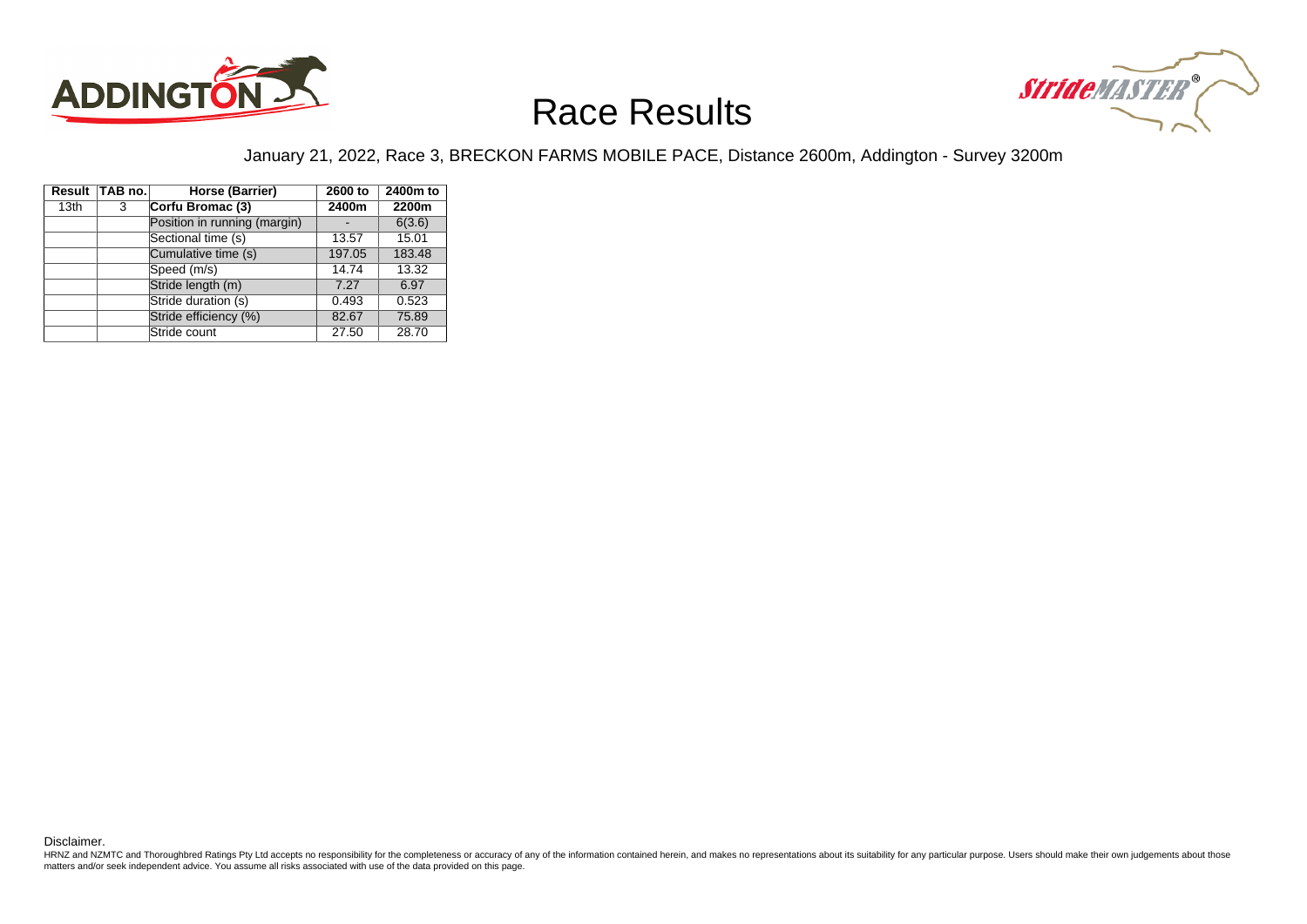# Race Results

January 21, 2022, Race 3, BRECKON FARMS MOBILE PACE, Distance 2600m, Addington - Survey 3200m

| Result | TAB no. | Horse (Barrier) | 2600 to 2400m | 2400m to 2200m |
|---|---|---|---|---|
| 13th | 3 | **Corfu Bromac (3)** | **2400m** | **2200m** |
| | | Position in running (margin) | - | 6(3.6) |
| | | Sectional time (s) | 13.57 | 15.01 |
| | | Cumulative time (s) | 197.05 | 183.48 |
| | | Speed (m/s) | 14.74 | 13.32 |
| | | Stride length (m) | 7.27 | 6.97 |
| | | Stride duration (s) | 0.493 | 0.523 |
| | | Stride efficiency (%) | 82.67 | 75.89 |
| | | Stride count | 27.50 | 28.70 |

Disclaimer.

HRNZ and NZMTC and Thoroughbred Ratings Pty Ltd accepts no responsibility for the completeness or accuracy of any of the information contained herein, and makes no representations about its suitability for any particular purpose. Users should make their own judgements about those matters and/or seek independent advice. You assume all risks associated with use of the data provided on this page.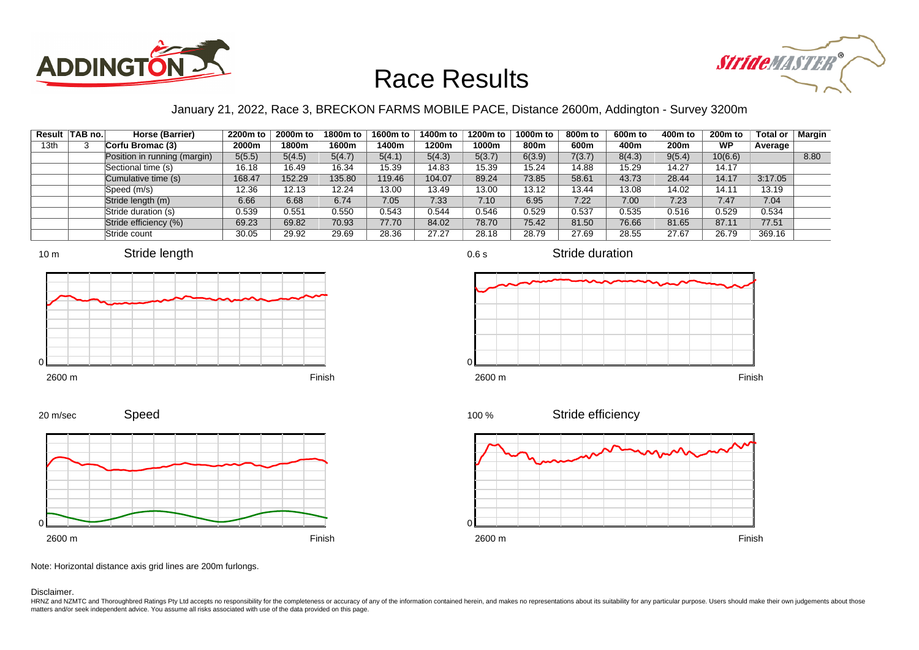# Race Results

January 21, 2022, Race 3, BRECKON FARMS MOBILE PACE, Distance 2600m, Addington - Survey 3200m

| Result | TAB no. | Horse (Barrier) | 2200m to 2000m | 2000m to 1800m | 1800m to 1600m | 1600m to 1400m | 1400m to 1200m | 1200m to 1000m | 1000m to 800m | 800m to 600m | 600m to 400m | 400m to 200m | 200m to WP | Total or Average | Margin |
|---|---|---|---|---|---|---|---|---|---|---|---|---|---|---|---|
| 13th | 3 | Corfu Bromac (3) | | | | | | | | | | | | | |
| | | Position in running (margin) | 5(5.5) | 5(4.5) | 5(4.7) | 5(4.1) | 5(4.3) | 5(3.7) | 6(3.9) | 7(3.7) | 8(4.3) | 9(5.4) | 10(6.6) | | 8.80 |
| | | Sectional time (s) | 16.18 | 16.49 | 16.34 | 15.39 | 14.83 | 15.39 | 15.24 | 14.88 | 15.29 | 14.27 | 14.17 | | |
| | | Cumulative time (s) | 168.47 | 152.29 | 135.80 | 119.46 | 104.07 | 89.24 | 73.85 | 58.61 | 43.73 | 28.44 | 14.17 | 3:17.05 | |
| | | Speed (m/s) | 12.36 | 12.13 | 12.24 | 13.00 | 13.49 | 13.00 | 13.12 | 13.44 | 13.08 | 14.02 | 14.11 | 13.19 | |
| | | Stride length (m) | 6.66 | 6.68 | 6.74 | 7.05 | 7.33 | 7.10 | 6.95 | 7.22 | 7.00 | 7.23 | 7.47 | 7.04 | |
| | | Stride duration (s) | 0.539 | 0.551 | 0.550 | 0.543 | 0.544 | 0.546 | 0.529 | 0.537 | 0.535 | 0.516 | 0.529 | 0.534 | |
| | | Stride efficiency (%) | 69.23 | 69.82 | 70.93 | 77.70 | 84.02 | 78.70 | 75.42 | 81.50 | 76.66 | 81.65 | 87.11 | 77.51 | |
| | | Stride count | 30.05 | 29.92 | 29.69 | 28.36 | 27.27 | 28.18 | 28.79 | 27.69 | 28.55 | 27.67 | 26.79 | 369.16 | |

Stride length (10 m; 0; 2600 m – Finish)

Stride duration (0.6 s; 0; 2600 m – Finish)

Speed (20 m/sec; 0; 2600 m – Finish)

Stride efficiency (100 %; 0; 2600 m – Finish)

Note: Horizontal distance axis grid lines are 200m furlongs.

Disclaimer.

HRNZ and NZMTC and Thoroughbred Ratings Pty Ltd accepts no responsibility for the completeness or accuracy of any of the information contained herein, and makes no representations about its suitability for any particular purpose. Users should make their own judgements about those matters and/or seek independent advice. You assume all risks associated with use of the data provided on this page.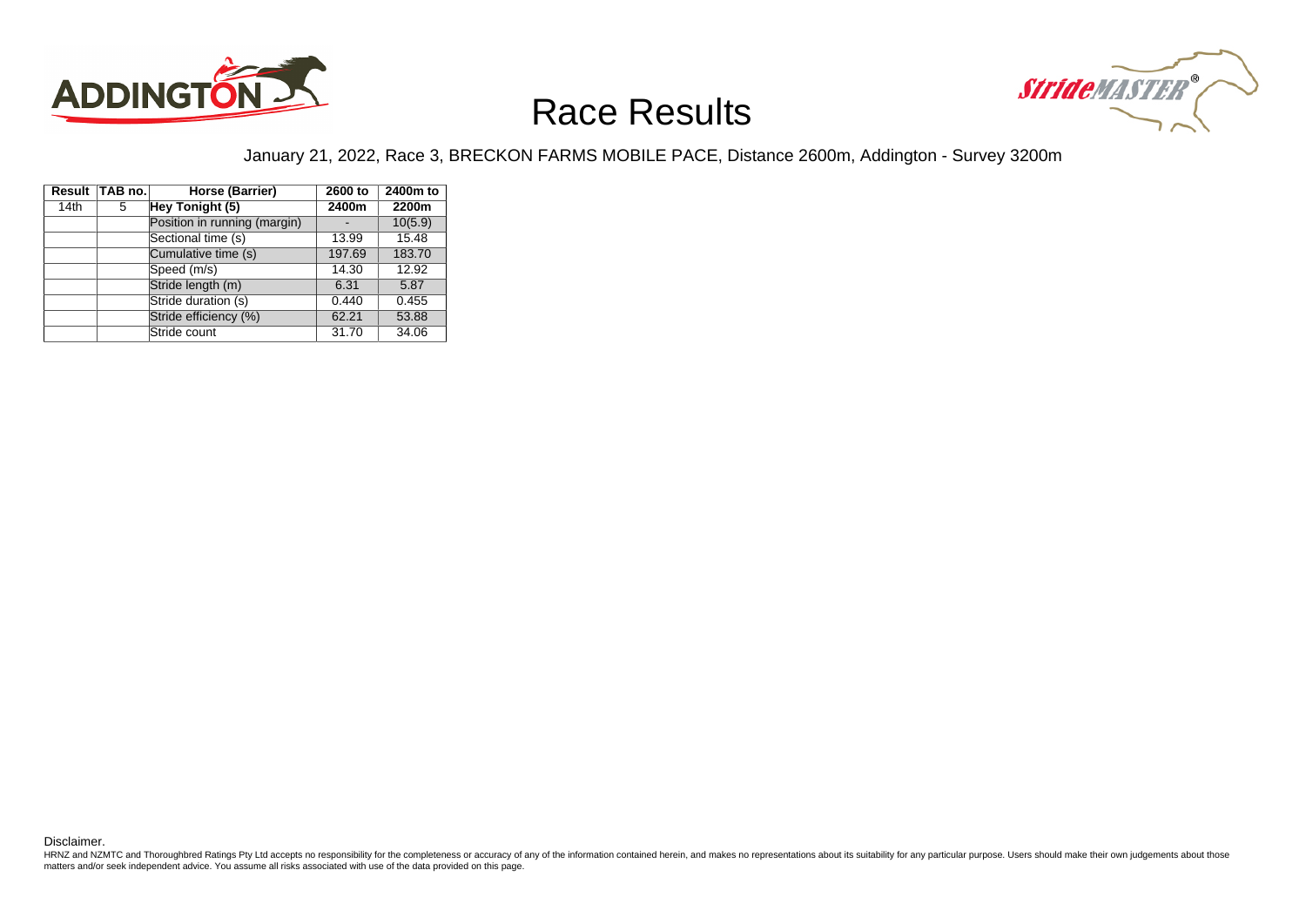# Race Results

January 21, 2022, Race 3, BRECKON FARMS MOBILE PACE, Distance 2600m, Addington - Survey 3200m

| Result | TAB no. | Horse (Barrier) | 2600 to 2400m | 2400m to 2200m |
|---|---|---|---|---|
| 14th | 5 | **Hey Tonight (5)** | | |
| | | Position in running (margin) | - | 10(5.9) |
| | | Sectional time (s) | 13.99 | 15.48 |
| | | Cumulative time (s) | 197.69 | 183.70 |
| | | Speed (m/s) | 14.30 | 12.92 |
| | | Stride length (m) | 6.31 | 5.87 |
| | | Stride duration (s) | 0.440 | 0.455 |
| | | Stride efficiency (%) | 62.21 | 53.88 |
| | | Stride count | 31.70 | 34.06 |

Disclaimer.

HRNZ and NZMTC and Thoroughbred Ratings Pty Ltd accepts no responsibility for the completeness or accuracy of any of the information contained herein, and makes no representations about its suitability for any particular purpose. Users should make their own judgements about those matters and/or seek independent advice. You assume all risks associated with use of the data provided on this page.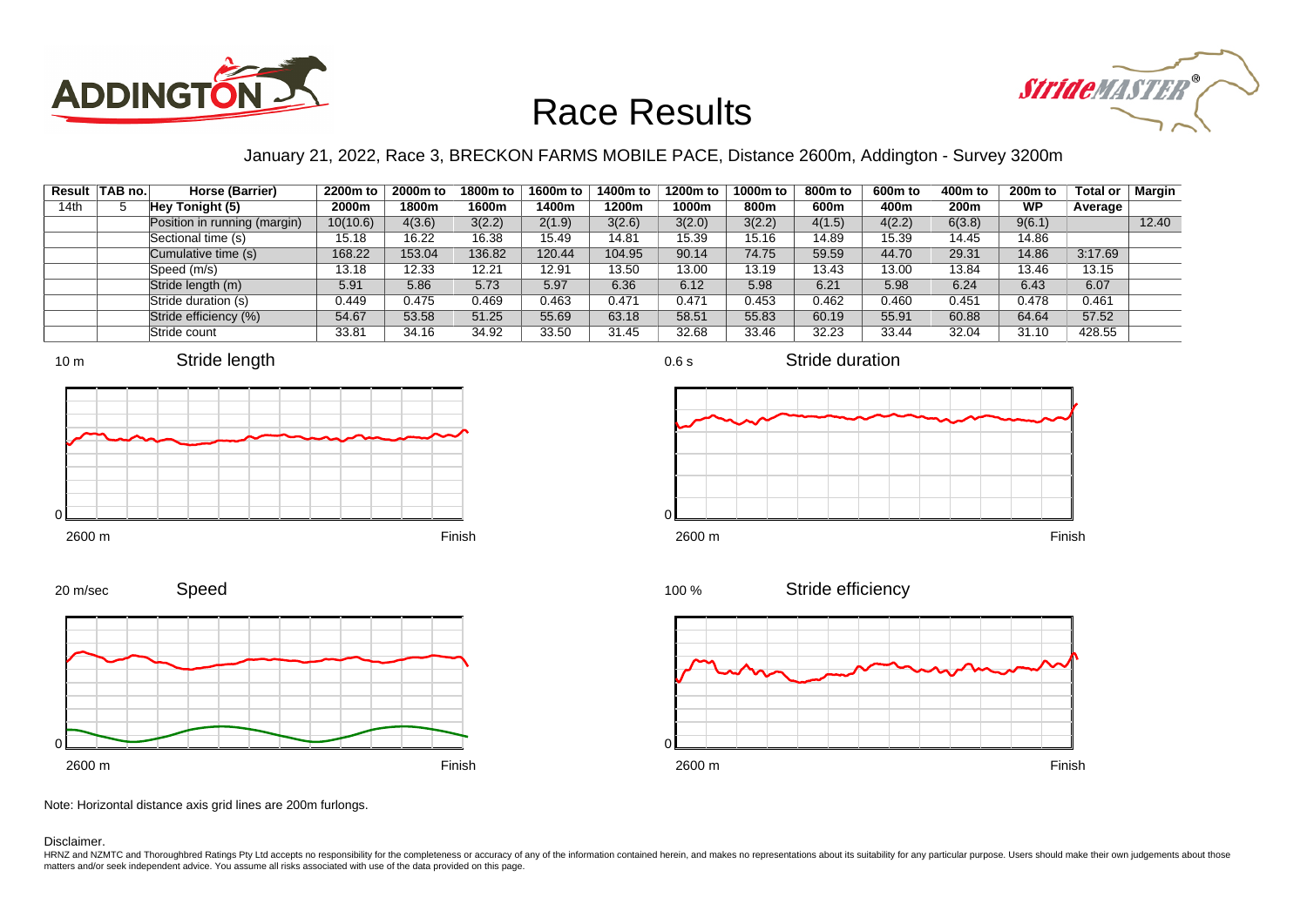# Race Results

January 21, 2022, Race 3, BRECKON FARMS MOBILE PACE, Distance 2600m, Addington - Survey 3200m

| Result | TAB no. | Horse (Barrier) | 2200m to 2000m | 2000m to 1800m | 1800m to 1600m | 1600m to 1400m | 1400m to 1200m | 1200m to 1000m | 1000m to 800m | 800m to 600m | 600m to 400m | 400m to 200m | 200m to WP | Total or Average | Margin |
|---|---|---|---|---|---|---|---|---|---|---|---|---|---|---|---|
| 14th | 5 | **Hey Tonight (5)** | | | | | | | | | | | | | |
| | | Position in running (margin) | 10(10.6) | 4(3.6) | 3(2.2) | 2(1.9) | 3(2.6) | 3(2.0) | 3(2.2) | 4(1.5) | 4(2.2) | 6(3.8) | 9(6.1) | | 12.40 |
| | | Sectional time (s) | 15.18 | 16.22 | 16.38 | 15.49 | 14.81 | 15.39 | 15.16 | 14.89 | 15.39 | 14.45 | 14.86 | | |
| | | Cumulative time (s) | 168.22 | 153.04 | 136.82 | 120.44 | 104.95 | 90.14 | 74.75 | 59.59 | 44.70 | 29.31 | 14.86 | 3:17.69 | |
| | | Speed (m/s) | 13.18 | 12.33 | 12.21 | 12.91 | 13.50 | 13.00 | 13.19 | 13.43 | 13.00 | 13.84 | 13.46 | 13.15 | |
| | | Stride length (m) | 5.91 | 5.86 | 5.73 | 5.97 | 6.36 | 6.12 | 5.98 | 6.21 | 5.98 | 6.24 | 6.43 | 6.07 | |
| | | Stride duration (s) | 0.449 | 0.475 | 0.469 | 0.463 | 0.471 | 0.471 | 0.453 | 0.462 | 0.460 | 0.451 | 0.478 | 0.461 | |
| | | Stride efficiency (%) | 54.67 | 53.58 | 51.25 | 55.69 | 63.18 | 58.51 | 55.83 | 60.19 | 55.91 | 60.88 | 64.64 | 57.52 | |
| | | Stride count | 33.81 | 34.16 | 34.92 | 33.50 | 31.45 | 32.68 | 33.46 | 32.23 | 33.44 | 32.04 | 31.10 | 428.55 | |

Stride length
10 m
0
2600 m
Finish

Stride duration
0.6 s
0
2600 m
Finish

Speed
20 m/sec
0
2600 m
Finish

Stride efficiency
100 %
0
2600 m
Finish

Note: Horizontal distance axis grid lines are 200m furlongs.

Disclaimer.

HRNZ and NZMTC and Thoroughbred Ratings Pty Ltd accepts no responsibility for the completeness or accuracy of any of the information contained herein, and makes no representations about its suitability for any particular purpose. Users should make their own judgements about those matters and/or seek independent advice. You assume all risks associated with use of the data provided on this page.